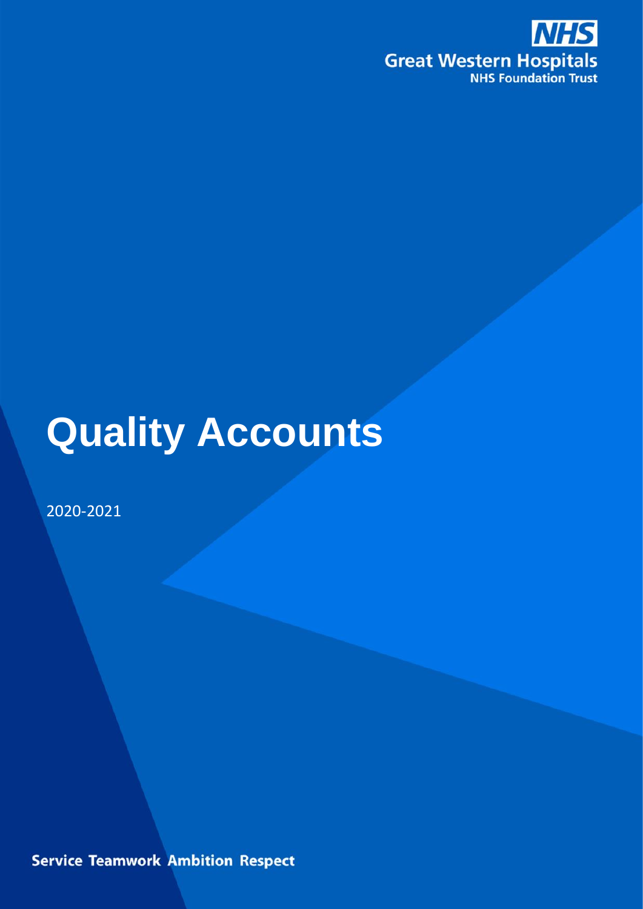NHS

Great Western Hospitals

NHS Foundation Trust

# Quality Accounts

2020-2021

Service Teamwork Ambition Respect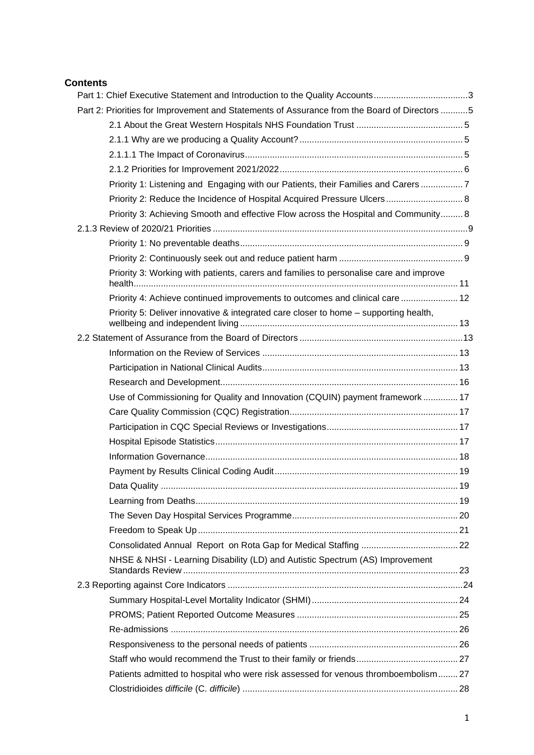# Contents

Part 1: Chief Executive Statement and Introduction to the Quality Accounts ..... 3

Part 2: Priorities for Improvement and Statements of Assurance from the Board of Directors ..... 5

- 2.1 About the Great Western Hospitals NHS Foundation Trust ..... 5
- 2.1.1 Why are we producing a Quality Account? ..... 5
- 2.1.1.1 The Impact of Coronavirus ..... 5
- 2.1.2 Priorities for Improvement 2021/2022 ..... 6
- Priority 1: Listening and Engaging with our Patients, their Families and Carers ..... 7
- Priority 2: Reduce the Incidence of Hospital Acquired Pressure Ulcers ..... 8
- Priority 3: Achieving Smooth and effective Flow across the Hospital and Community ..... 8

2.1.3 Review of 2020/21 Priorities ..... 9

- Priority 1: No preventable deaths ..... 9
- Priority 2: Continuously seek out and reduce patient harm ..... 9
- Priority 3: Working with patients, carers and families to personalise care and improve health ..... 11
- Priority 4: Achieve continued improvements to outcomes and clinical care ..... 12
- Priority 5: Deliver innovative & integrated care closer to home – supporting health, wellbeing and independent living ..... 13

2.2 Statement of Assurance from the Board of Directors ..... 13

- Information on the Review of Services ..... 13
- Participation in National Clinical Audits ..... 13
- Research and Development ..... 16
- Use of Commissioning for Quality and Innovation (CQUIN) payment framework ..... 17
- Care Quality Commission (CQC) Registration ..... 17
- Participation in CQC Special Reviews or Investigations ..... 17
- Hospital Episode Statistics ..... 17
- Information Governance ..... 18
- Payment by Results Clinical Coding Audit ..... 19
- Data Quality ..... 19
- Learning from Deaths ..... 19
- The Seven Day Hospital Services Programme ..... 20
- Freedom to Speak Up ..... 21
- Consolidated Annual Report on Rota Gap for Medical Staffing ..... 22
- NHSE & NHSI - Learning Disability (LD) and Autistic Spectrum (AS) Improvement Standards Review ..... 23

2.3 Reporting against Core Indicators ..... 24

- Summary Hospital-Level Mortality Indicator (SHMI) ..... 24
- PROMS; Patient Reported Outcome Measures ..... 25
- Re-admissions ..... 26
- Responsiveness to the personal needs of patients ..... 26
- Staff who would recommend the Trust to their family or friends ..... 27
- Patients admitted to hospital who were risk assessed for venous thromboembolism ..... 27
- Clostridioides *difficile* (C. *difficile*) ..... 28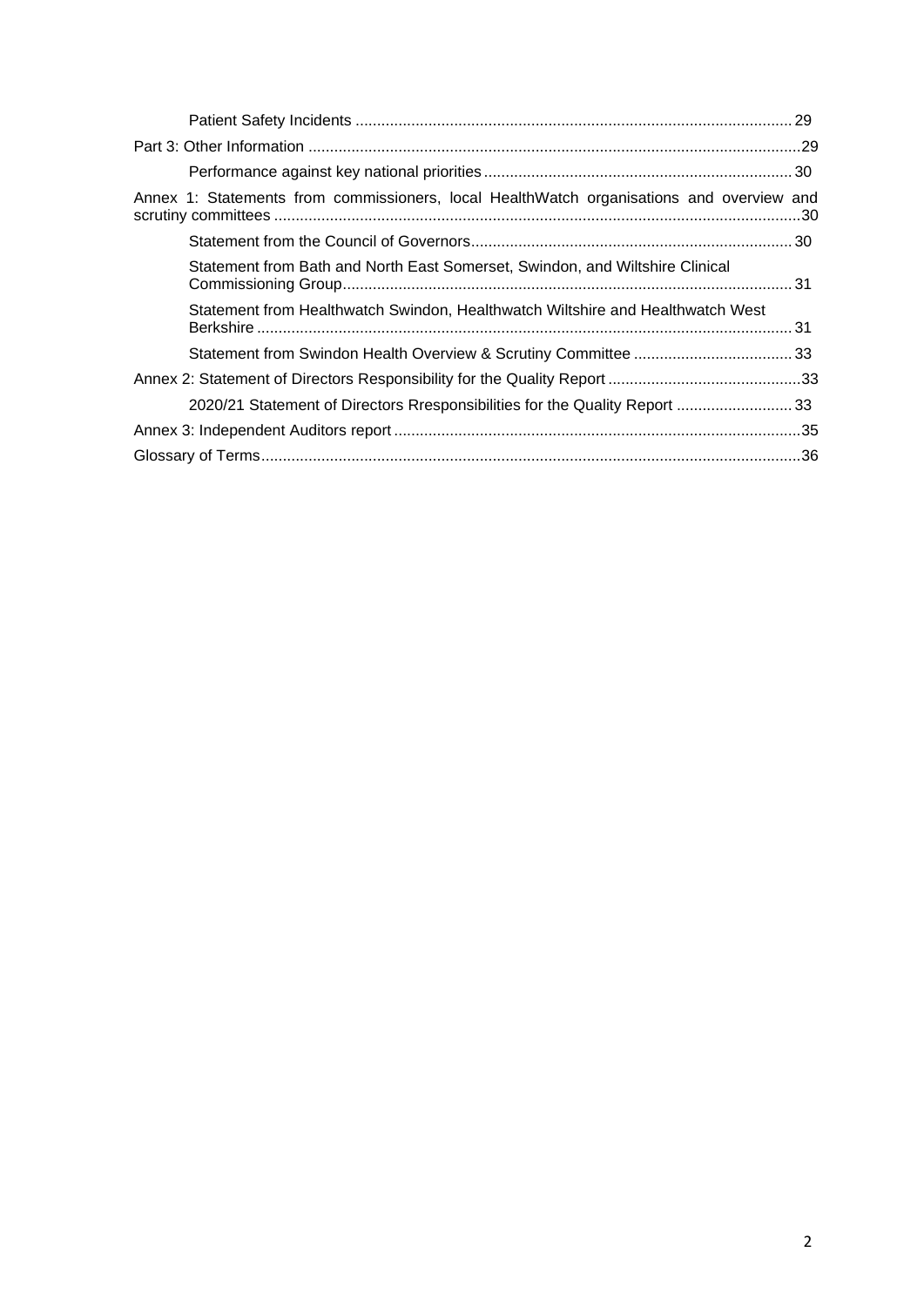Patient Safety Incidents ..................................................................................................... 29

Part 3: Other Information ...................................................................................................29

Performance against key national priorities ........................................................................ 30

Annex 1: Statements from commissioners, local HealthWatch organisations and overview and scrutiny committees ..........................................................................................................................30

Statement from the Council of Governors........................................................................... 30

Statement from Bath and North East Somerset, Swindon, and Wiltshire Clinical Commissioning Group........................................................................................................ 31

Statement from Healthwatch Swindon, Healthwatch Wiltshire and Healthwatch West Berkshire ............................................................................................................................ 31

Statement from Swindon Health Overview & Scrutiny Committee ..................................... 33

Annex 2: Statement of Directors Responsibility for the Quality Report .............................................33

2020/21 Statement of Directors Rresponsibilities for the Quality Report ........................... 33

Annex 3: Independent Auditors report ...............................................................................................35

Glossary of Terms.............................................................................................................................36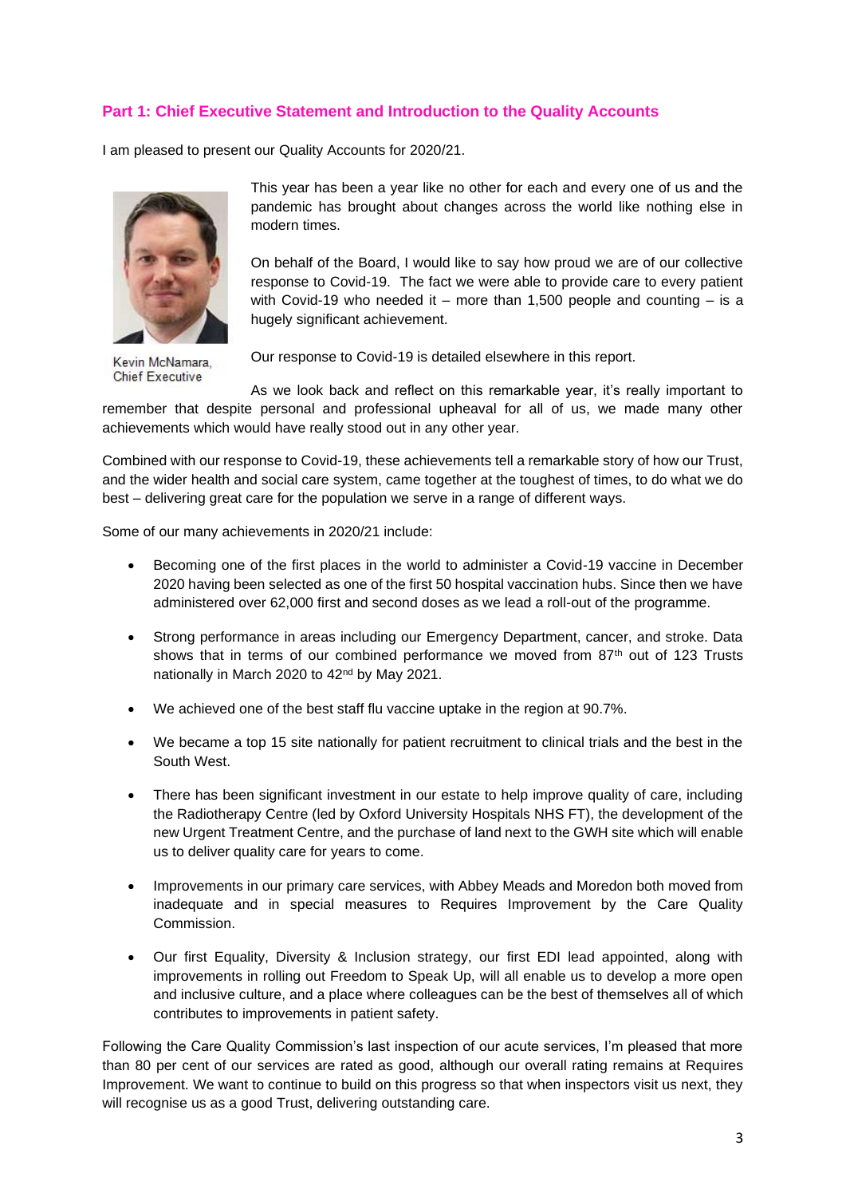## Part 1: Chief Executive Statement and Introduction to the Quality Accounts

I am pleased to present our Quality Accounts for 2020/21.

Kevin McNamara, Chief Executive

This year has been a year like no other for each and every one of us and the pandemic has brought about changes across the world like nothing else in modern times.

On behalf of the Board, I would like to say how proud we are of our collective response to Covid-19. The fact we were able to provide care to every patient with Covid-19 who needed it – more than 1,500 people and counting – is a hugely significant achievement.

Our response to Covid-19 is detailed elsewhere in this report.

As we look back and reflect on this remarkable year, it's really important to remember that despite personal and professional upheaval for all of us, we made many other achievements which would have really stood out in any other year.

Combined with our response to Covid-19, these achievements tell a remarkable story of how our Trust, and the wider health and social care system, came together at the toughest of times, to do what we do best – delivering great care for the population we serve in a range of different ways.

Some of our many achievements in 2020/21 include:

- Becoming one of the first places in the world to administer a Covid-19 vaccine in December 2020 having been selected as one of the first 50 hospital vaccination hubs. Since then we have administered over 62,000 first and second doses as we lead a roll-out of the programme.
- Strong performance in areas including our Emergency Department, cancer, and stroke. Data shows that in terms of our combined performance we moved from 87th out of 123 Trusts nationally in March 2020 to 42nd by May 2021.
- We achieved one of the best staff flu vaccine uptake in the region at 90.7%.
- We became a top 15 site nationally for patient recruitment to clinical trials and the best in the South West.
- There has been significant investment in our estate to help improve quality of care, including the Radiotherapy Centre (led by Oxford University Hospitals NHS FT), the development of the new Urgent Treatment Centre, and the purchase of land next to the GWH site which will enable us to deliver quality care for years to come.
- Improvements in our primary care services, with Abbey Meads and Moredon both moved from inadequate and in special measures to Requires Improvement by the Care Quality Commission.
- Our first Equality, Diversity & Inclusion strategy, our first EDI lead appointed, along with improvements in rolling out Freedom to Speak Up, will all enable us to develop a more open and inclusive culture, and a place where colleagues can be the best of themselves all of which contributes to improvements in patient safety.

Following the Care Quality Commission's last inspection of our acute services, I'm pleased that more than 80 per cent of our services are rated as good, although our overall rating remains at Requires Improvement. We want to continue to build on this progress so that when inspectors visit us next, they will recognise us as a good Trust, delivering outstanding care.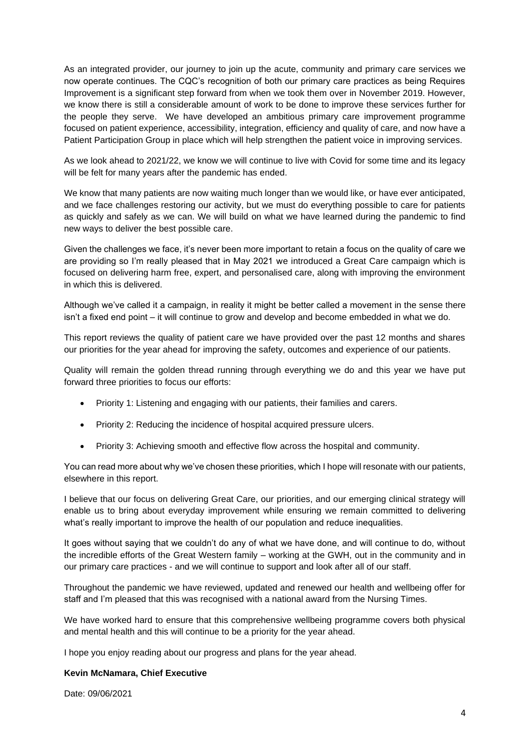As an integrated provider, our journey to join up the acute, community and primary care services we now operate continues. The CQC's recognition of both our primary care practices as being Requires Improvement is a significant step forward from when we took them over in November 2019. However, we know there is still a considerable amount of work to be done to improve these services further for the people they serve. We have developed an ambitious primary care improvement programme focused on patient experience, accessibility, integration, efficiency and quality of care, and now have a Patient Participation Group in place which will help strengthen the patient voice in improving services.

As we look ahead to 2021/22, we know we will continue to live with Covid for some time and its legacy will be felt for many years after the pandemic has ended.

We know that many patients are now waiting much longer than we would like, or have ever anticipated, and we face challenges restoring our activity, but we must do everything possible to care for patients as quickly and safely as we can. We will build on what we have learned during the pandemic to find new ways to deliver the best possible care.

Given the challenges we face, it's never been more important to retain a focus on the quality of care we are providing so I'm really pleased that in May 2021 we introduced a Great Care campaign which is focused on delivering harm free, expert, and personalised care, along with improving the environment in which this is delivered.

Although we've called it a campaign, in reality it might be better called a movement in the sense there isn't a fixed end point – it will continue to grow and develop and become embedded in what we do.

This report reviews the quality of patient care we have provided over the past 12 months and shares our priorities for the year ahead for improving the safety, outcomes and experience of our patients.

Quality will remain the golden thread running through everything we do and this year we have put forward three priorities to focus our efforts:

- Priority 1: Listening and engaging with our patients, their families and carers.
- Priority 2: Reducing the incidence of hospital acquired pressure ulcers.
- Priority 3: Achieving smooth and effective flow across the hospital and community.

You can read more about why we've chosen these priorities, which I hope will resonate with our patients, elsewhere in this report.

I believe that our focus on delivering Great Care, our priorities, and our emerging clinical strategy will enable us to bring about everyday improvement while ensuring we remain committed to delivering what's really important to improve the health of our population and reduce inequalities.

It goes without saying that we couldn't do any of what we have done, and will continue to do, without the incredible efforts of the Great Western family – working at the GWH, out in the community and in our primary care practices - and we will continue to support and look after all of our staff.

Throughout the pandemic we have reviewed, updated and renewed our health and wellbeing offer for staff and I'm pleased that this was recognised with a national award from the Nursing Times.

We have worked hard to ensure that this comprehensive wellbeing programme covers both physical and mental health and this will continue to be a priority for the year ahead.

I hope you enjoy reading about our progress and plans for the year ahead.

**Kevin McNamara, Chief Executive**

Date: 09/06/2021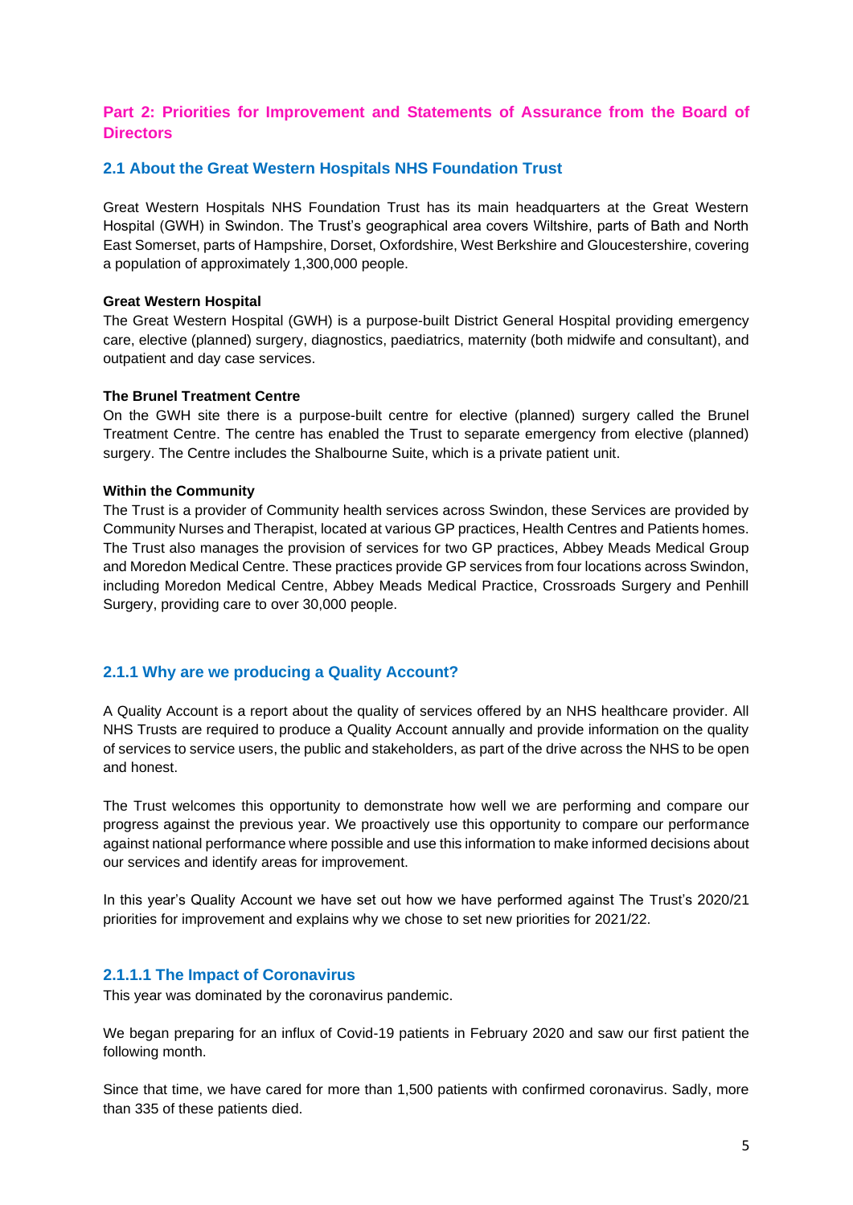## Part 2: Priorities for Improvement and Statements of Assurance from the Board of Directors

### 2.1 About the Great Western Hospitals NHS Foundation Trust

Great Western Hospitals NHS Foundation Trust has its main headquarters at the Great Western Hospital (GWH) in Swindon. The Trust's geographical area covers Wiltshire, parts of Bath and North East Somerset, parts of Hampshire, Dorset, Oxfordshire, West Berkshire and Gloucestershire, covering a population of approximately 1,300,000 people.

**Great Western Hospital**

The Great Western Hospital (GWH) is a purpose-built District General Hospital providing emergency care, elective (planned) surgery, diagnostics, paediatrics, maternity (both midwife and consultant), and outpatient and day case services.

**The Brunel Treatment Centre**

On the GWH site there is a purpose-built centre for elective (planned) surgery called the Brunel Treatment Centre. The centre has enabled the Trust to separate emergency from elective (planned) surgery. The Centre includes the Shalbourne Suite, which is a private patient unit.

**Within the Community**

The Trust is a provider of Community health services across Swindon, these Services are provided by Community Nurses and Therapist, located at various GP practices, Health Centres and Patients homes. The Trust also manages the provision of services for two GP practices, Abbey Meads Medical Group and Moredon Medical Centre. These practices provide GP services from four locations across Swindon, including Moredon Medical Centre, Abbey Meads Medical Practice, Crossroads Surgery and Penhill Surgery, providing care to over 30,000 people.

### 2.1.1 Why are we producing a Quality Account?

A Quality Account is a report about the quality of services offered by an NHS healthcare provider. All NHS Trusts are required to produce a Quality Account annually and provide information on the quality of services to service users, the public and stakeholders, as part of the drive across the NHS to be open and honest.

The Trust welcomes this opportunity to demonstrate how well we are performing and compare our progress against the previous year. We proactively use this opportunity to compare our performance against national performance where possible and use this information to make informed decisions about our services and identify areas for improvement.

In this year's Quality Account we have set out how we have performed against The Trust's 2020/21 priorities for improvement and explains why we chose to set new priorities for 2021/22.

#### 2.1.1.1 The Impact of Coronavirus

This year was dominated by the coronavirus pandemic.

We began preparing for an influx of Covid-19 patients in February 2020 and saw our first patient the following month.

Since that time, we have cared for more than 1,500 patients with confirmed coronavirus. Sadly, more than 335 of these patients died.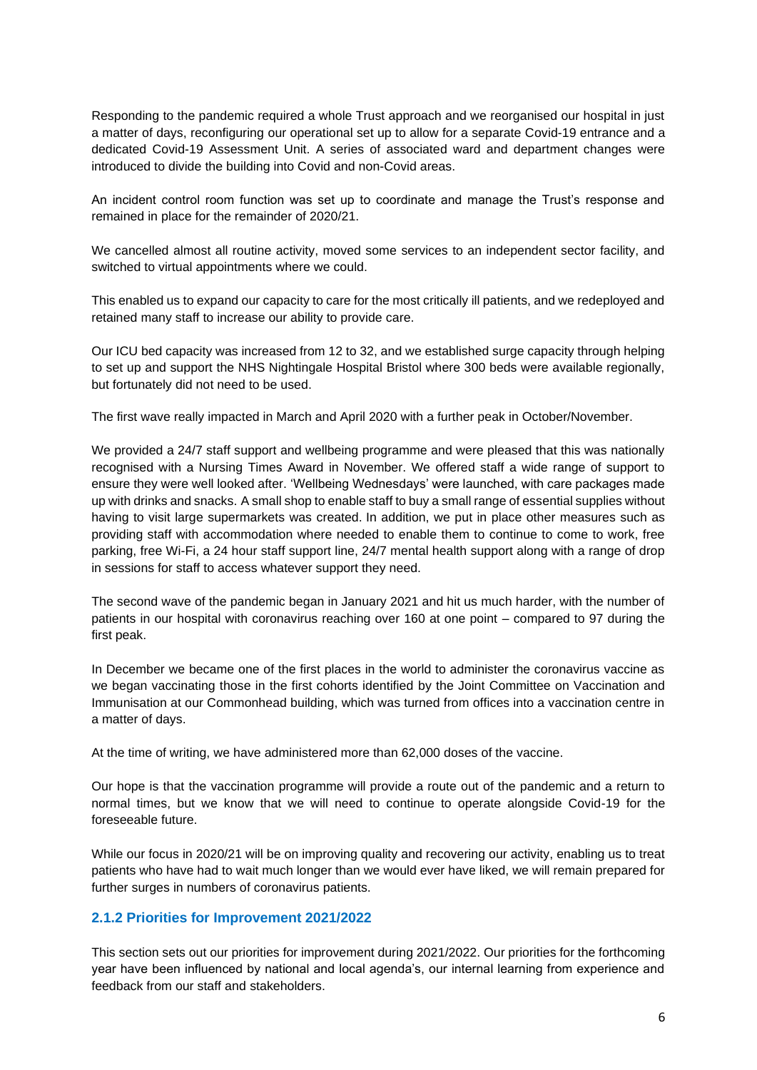Responding to the pandemic required a whole Trust approach and we reorganised our hospital in just a matter of days, reconfiguring our operational set up to allow for a separate Covid-19 entrance and a dedicated Covid-19 Assessment Unit. A series of associated ward and department changes were introduced to divide the building into Covid and non-Covid areas.

An incident control room function was set up to coordinate and manage the Trust's response and remained in place for the remainder of 2020/21.

We cancelled almost all routine activity, moved some services to an independent sector facility, and switched to virtual appointments where we could.

This enabled us to expand our capacity to care for the most critically ill patients, and we redeployed and retained many staff to increase our ability to provide care.

Our ICU bed capacity was increased from 12 to 32, and we established surge capacity through helping to set up and support the NHS Nightingale Hospital Bristol where 300 beds were available regionally, but fortunately did not need to be used.

The first wave really impacted in March and April 2020 with a further peak in October/November.

We provided a 24/7 staff support and wellbeing programme and were pleased that this was nationally recognised with a Nursing Times Award in November. We offered staff a wide range of support to ensure they were well looked after. 'Wellbeing Wednesdays' were launched, with care packages made up with drinks and snacks. A small shop to enable staff to buy a small range of essential supplies without having to visit large supermarkets was created. In addition, we put in place other measures such as providing staff with accommodation where needed to enable them to continue to come to work, free parking, free Wi-Fi, a 24 hour staff support line, 24/7 mental health support along with a range of drop in sessions for staff to access whatever support they need.

The second wave of the pandemic began in January 2021 and hit us much harder, with the number of patients in our hospital with coronavirus reaching over 160 at one point – compared to 97 during the first peak.

In December we became one of the first places in the world to administer the coronavirus vaccine as we began vaccinating those in the first cohorts identified by the Joint Committee on Vaccination and Immunisation at our Commonhead building, which was turned from offices into a vaccination centre in a matter of days.

At the time of writing, we have administered more than 62,000 doses of the vaccine.

Our hope is that the vaccination programme will provide a route out of the pandemic and a return to normal times, but we know that we will need to continue to operate alongside Covid-19 for the foreseeable future.

While our focus in 2020/21 will be on improving quality and recovering our activity, enabling us to treat patients who have had to wait much longer than we would ever have liked, we will remain prepared for further surges in numbers of coronavirus patients.

### 2.1.2 Priorities for Improvement 2021/2022

This section sets out our priorities for improvement during 2021/2022. Our priorities for the forthcoming year have been influenced by national and local agenda's, our internal learning from experience and feedback from our staff and stakeholders.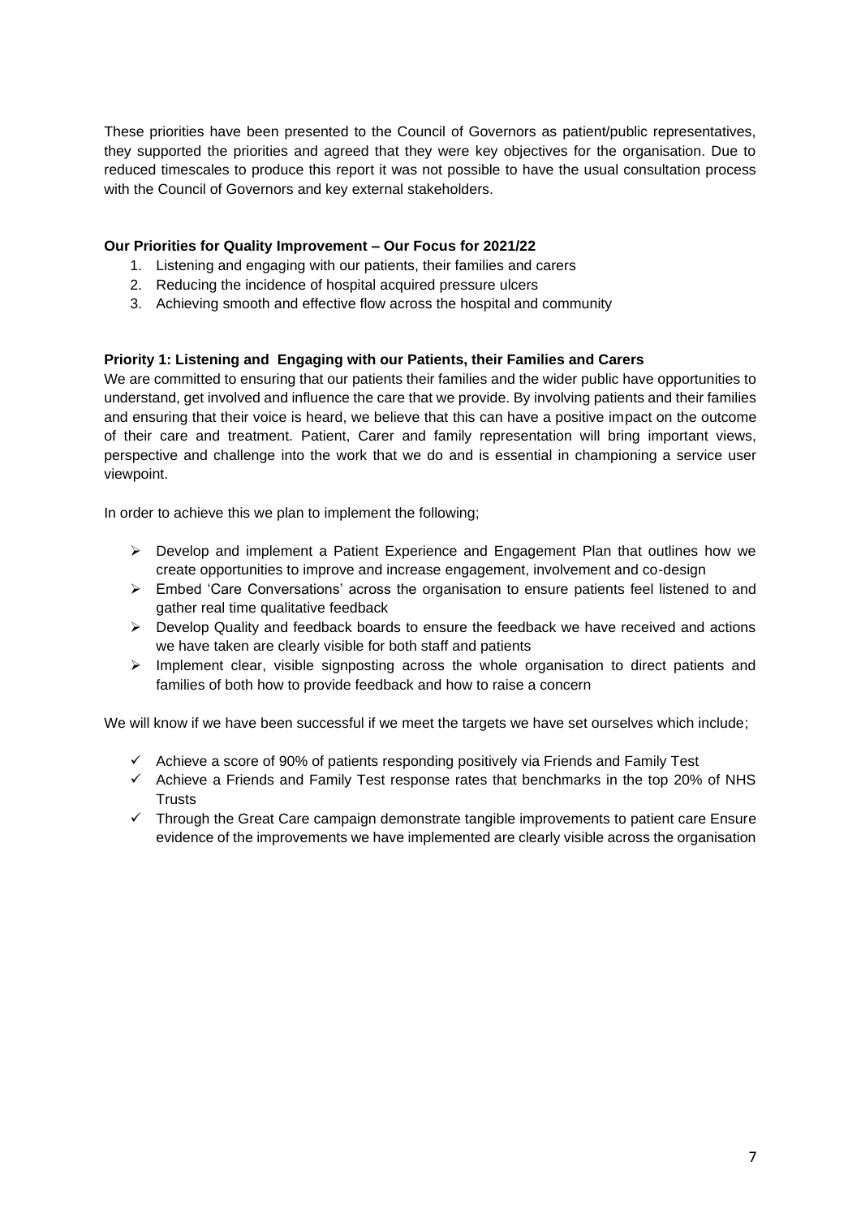These priorities have been presented to the Council of Governors as patient/public representatives, they supported the priorities and agreed that they were key objectives for the organisation. Due to reduced timescales to produce this report it was not possible to have the usual consultation process with the Council of Governors and key external stakeholders.

**Our Priorities for Quality Improvement – Our Focus for 2021/22**

1. Listening and engaging with our patients, their families and carers
2. Reducing the incidence of hospital acquired pressure ulcers
3. Achieving smooth and effective flow across the hospital and community

**Priority 1: Listening and Engaging with our Patients, their Families and Carers**

We are committed to ensuring that our patients their families and the wider public have opportunities to understand, get involved and influence the care that we provide. By involving patients and their families and ensuring that their voice is heard, we believe that this can have a positive impact on the outcome of their care and treatment. Patient, Carer and family representation will bring important views, perspective and challenge into the work that we do and is essential in championing a service user viewpoint.

In order to achieve this we plan to implement the following;

- Develop and implement a Patient Experience and Engagement Plan that outlines how we create opportunities to improve and increase engagement, involvement and co-design
- Embed 'Care Conversations' across the organisation to ensure patients feel listened to and gather real time qualitative feedback
- Develop Quality and feedback boards to ensure the feedback we have received and actions we have taken are clearly visible for both staff and patients
- Implement clear, visible signposting across the whole organisation to direct patients and families of both how to provide feedback and how to raise a concern

We will know if we have been successful if we meet the targets we have set ourselves which include;

- ✓ Achieve a score of 90% of patients responding positively via Friends and Family Test
- ✓ Achieve a Friends and Family Test response rates that benchmarks in the top 20% of NHS Trusts
- ✓ Through the Great Care campaign demonstrate tangible improvements to patient care Ensure evidence of the improvements we have implemented are clearly visible across the organisation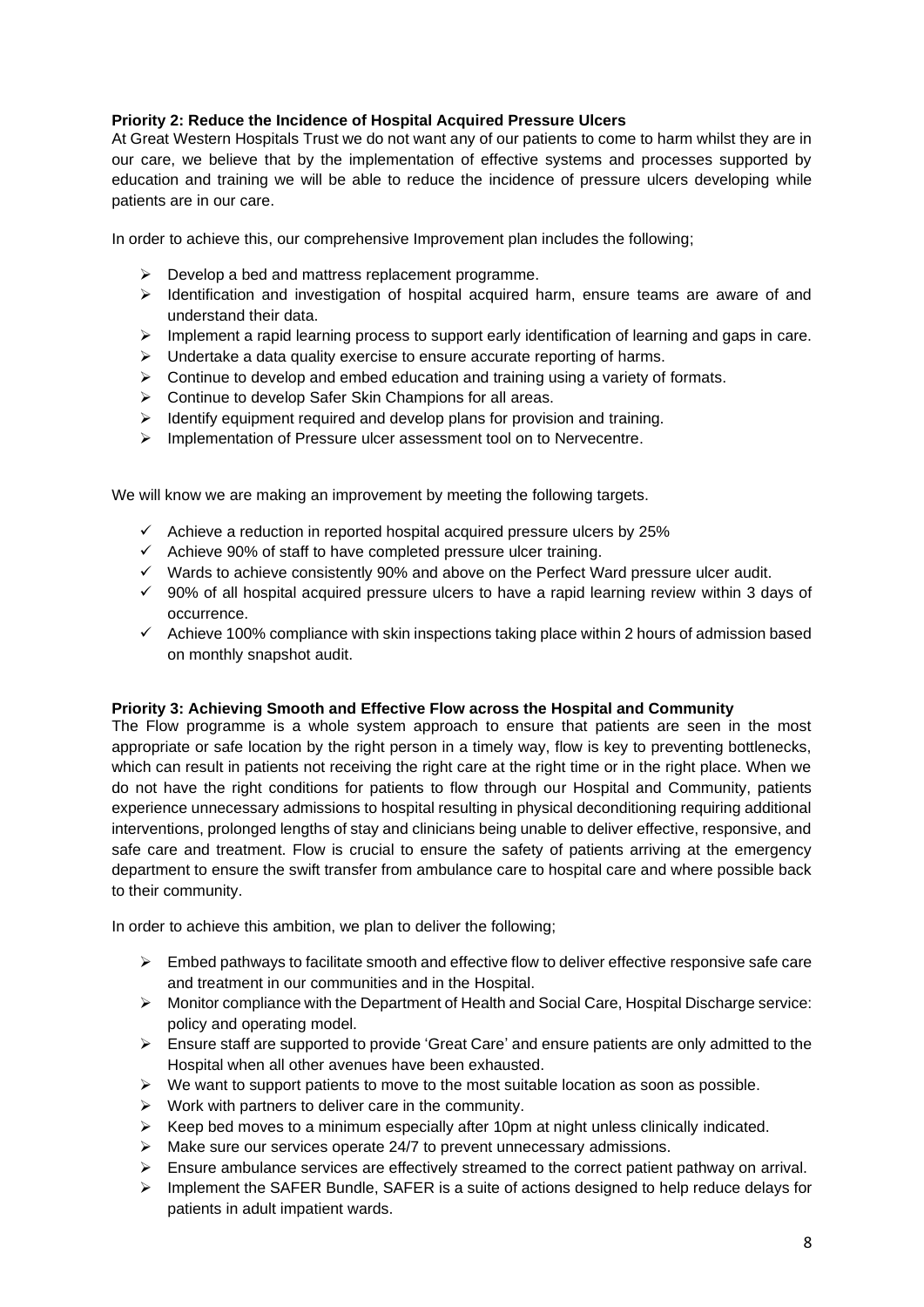**Priority 2: Reduce the Incidence of Hospital Acquired Pressure Ulcers**

At Great Western Hospitals Trust we do not want any of our patients to come to harm whilst they are in our care, we believe that by the implementation of effective systems and processes supported by education and training we will be able to reduce the incidence of pressure ulcers developing while patients are in our care.

In order to achieve this, our comprehensive Improvement plan includes the following;

- Develop a bed and mattress replacement programme.
- Identification and investigation of hospital acquired harm, ensure teams are aware of and understand their data.
- Implement a rapid learning process to support early identification of learning and gaps in care.
- Undertake a data quality exercise to ensure accurate reporting of harms.
- Continue to develop and embed education and training using a variety of formats.
- Continue to develop Safer Skin Champions for all areas.
- Identify equipment required and develop plans for provision and training.
- Implementation of Pressure ulcer assessment tool on to Nervecentre.

We will know we are making an improvement by meeting the following targets.

- ✓ Achieve a reduction in reported hospital acquired pressure ulcers by 25%
- ✓ Achieve 90% of staff to have completed pressure ulcer training.
- ✓ Wards to achieve consistently 90% and above on the Perfect Ward pressure ulcer audit.
- ✓ 90% of all hospital acquired pressure ulcers to have a rapid learning review within 3 days of occurrence.
- ✓ Achieve 100% compliance with skin inspections taking place within 2 hours of admission based on monthly snapshot audit.

**Priority 3: Achieving Smooth and Effective Flow across the Hospital and Community**

The Flow programme is a whole system approach to ensure that patients are seen in the most appropriate or safe location by the right person in a timely way, flow is key to preventing bottlenecks, which can result in patients not receiving the right care at the right time or in the right place. When we do not have the right conditions for patients to flow through our Hospital and Community, patients experience unnecessary admissions to hospital resulting in physical deconditioning requiring additional interventions, prolonged lengths of stay and clinicians being unable to deliver effective, responsive, and safe care and treatment. Flow is crucial to ensure the safety of patients arriving at the emergency department to ensure the swift transfer from ambulance care to hospital care and where possible back to their community.

In order to achieve this ambition, we plan to deliver the following;

- Embed pathways to facilitate smooth and effective flow to deliver effective responsive safe care and treatment in our communities and in the Hospital.
- Monitor compliance with the Department of Health and Social Care, Hospital Discharge service: policy and operating model.
- Ensure staff are supported to provide 'Great Care' and ensure patients are only admitted to the Hospital when all other avenues have been exhausted.
- We want to support patients to move to the most suitable location as soon as possible.
- Work with partners to deliver care in the community.
- Keep bed moves to a minimum especially after 10pm at night unless clinically indicated.
- Make sure our services operate 24/7 to prevent unnecessary admissions.
- Ensure ambulance services are effectively streamed to the correct patient pathway on arrival.
- Implement the SAFER Bundle, SAFER is a suite of actions designed to help reduce delays for patients in adult impatient wards.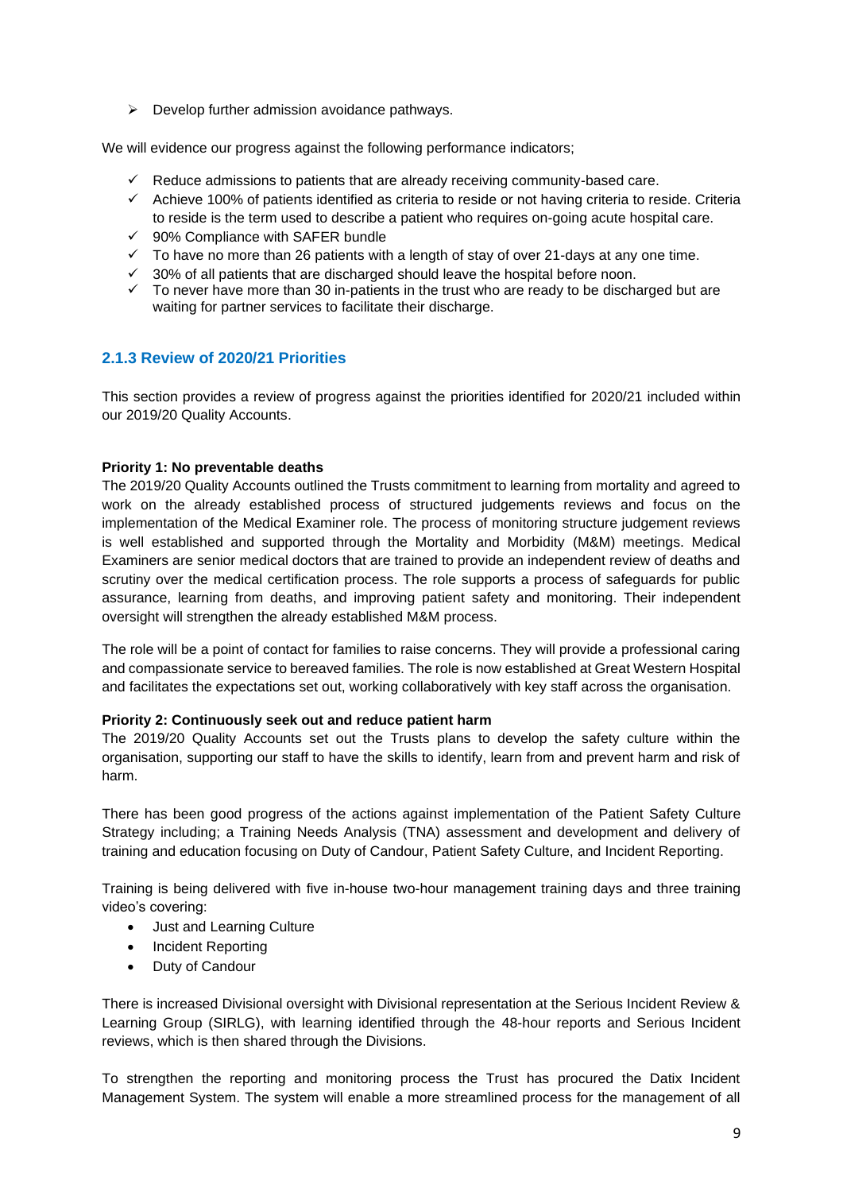- ➢ Develop further admission avoidance pathways.

We will evidence our progress against the following performance indicators;

- ✓ Reduce admissions to patients that are already receiving community-based care.
- ✓ Achieve 100% of patients identified as criteria to reside or not having criteria to reside. Criteria to reside is the term used to describe a patient who requires on-going acute hospital care.
- ✓ 90% Compliance with SAFER bundle
- ✓ To have no more than 26 patients with a length of stay of over 21-days at any one time.
- ✓ 30% of all patients that are discharged should leave the hospital before noon.
- ✓ To never have more than 30 in-patients in the trust who are ready to be discharged but are waiting for partner services to facilitate their discharge.

### 2.1.3 Review of 2020/21 Priorities

This section provides a review of progress against the priorities identified for 2020/21 included within our 2019/20 Quality Accounts.

**Priority 1: No preventable deaths**
The 2019/20 Quality Accounts outlined the Trusts commitment to learning from mortality and agreed to work on the already established process of structured judgements reviews and focus on the implementation of the Medical Examiner role. The process of monitoring structure judgement reviews is well established and supported through the Mortality and Morbidity (M&M) meetings. Medical Examiners are senior medical doctors that are trained to provide an independent review of deaths and scrutiny over the medical certification process. The role supports a process of safeguards for public assurance, learning from deaths, and improving patient safety and monitoring. Their independent oversight will strengthen the already established M&M process.

The role will be a point of contact for families to raise concerns. They will provide a professional caring and compassionate service to bereaved families. The role is now established at Great Western Hospital and facilitates the expectations set out, working collaboratively with key staff across the organisation.

**Priority 2: Continuously seek out and reduce patient harm**
The 2019/20 Quality Accounts set out the Trusts plans to develop the safety culture within the organisation, supporting our staff to have the skills to identify, learn from and prevent harm and risk of harm.

There has been good progress of the actions against implementation of the Patient Safety Culture Strategy including; a Training Needs Analysis (TNA) assessment and development and delivery of training and education focusing on Duty of Candour, Patient Safety Culture, and Incident Reporting.

Training is being delivered with five in-house two-hour management training days and three training video's covering:

- Just and Learning Culture
- Incident Reporting
- Duty of Candour

There is increased Divisional oversight with Divisional representation at the Serious Incident Review & Learning Group (SIRLG), with learning identified through the 48-hour reports and Serious Incident reviews, which is then shared through the Divisions.

To strengthen the reporting and monitoring process the Trust has procured the Datix Incident Management System. The system will enable a more streamlined process for the management of all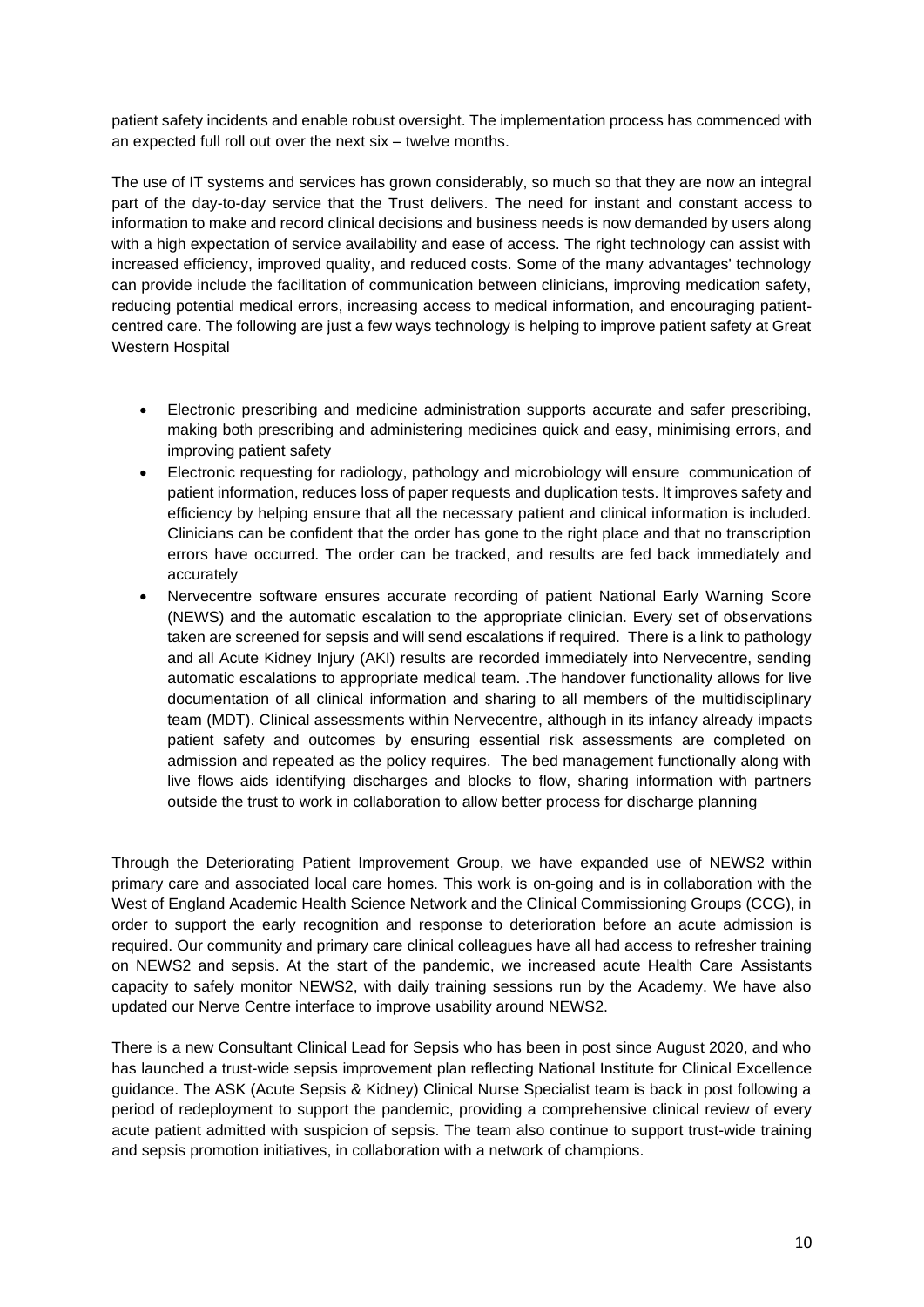patient safety incidents and enable robust oversight. The implementation process has commenced with an expected full roll out over the next six – twelve months.

The use of IT systems and services has grown considerably, so much so that they are now an integral part of the day-to-day service that the Trust delivers. The need for instant and constant access to information to make and record clinical decisions and business needs is now demanded by users along with a high expectation of service availability and ease of access. The right technology can assist with increased efficiency, improved quality, and reduced costs. Some of the many advantages' technology can provide include the facilitation of communication between clinicians, improving medication safety, reducing potential medical errors, increasing access to medical information, and encouraging patient-centred care. The following are just a few ways technology is helping to improve patient safety at Great Western Hospital

- Electronic prescribing and medicine administration supports accurate and safer prescribing, making both prescribing and administering medicines quick and easy, minimising errors, and improving patient safety
- Electronic requesting for radiology, pathology and microbiology will ensure communication of patient information, reduces loss of paper requests and duplication tests. It improves safety and efficiency by helping ensure that all the necessary patient and clinical information is included. Clinicians can be confident that the order has gone to the right place and that no transcription errors have occurred. The order can be tracked, and results are fed back immediately and accurately
- Nervecentre software ensures accurate recording of patient National Early Warning Score (NEWS) and the automatic escalation to the appropriate clinician. Every set of observations taken are screened for sepsis and will send escalations if required. There is a link to pathology and all Acute Kidney Injury (AKI) results are recorded immediately into Nervecentre, sending automatic escalations to appropriate medical team. .The handover functionality allows for live documentation of all clinical information and sharing to all members of the multidisciplinary team (MDT). Clinical assessments within Nervecentre, although in its infancy already impacts patient safety and outcomes by ensuring essential risk assessments are completed on admission and repeated as the policy requires. The bed management functionally along with live flows aids identifying discharges and blocks to flow, sharing information with partners outside the trust to work in collaboration to allow better process for discharge planning

Through the Deteriorating Patient Improvement Group, we have expanded use of NEWS2 within primary care and associated local care homes. This work is on-going and is in collaboration with the West of England Academic Health Science Network and the Clinical Commissioning Groups (CCG), in order to support the early recognition and response to deterioration before an acute admission is required. Our community and primary care clinical colleagues have all had access to refresher training on NEWS2 and sepsis. At the start of the pandemic, we increased acute Health Care Assistants capacity to safely monitor NEWS2, with daily training sessions run by the Academy. We have also updated our Nerve Centre interface to improve usability around NEWS2.

There is a new Consultant Clinical Lead for Sepsis who has been in post since August 2020, and who has launched a trust-wide sepsis improvement plan reflecting National Institute for Clinical Excellence guidance. The ASK (Acute Sepsis & Kidney) Clinical Nurse Specialist team is back in post following a period of redeployment to support the pandemic, providing a comprehensive clinical review of every acute patient admitted with suspicion of sepsis. The team also continue to support trust-wide training and sepsis promotion initiatives, in collaboration with a network of champions.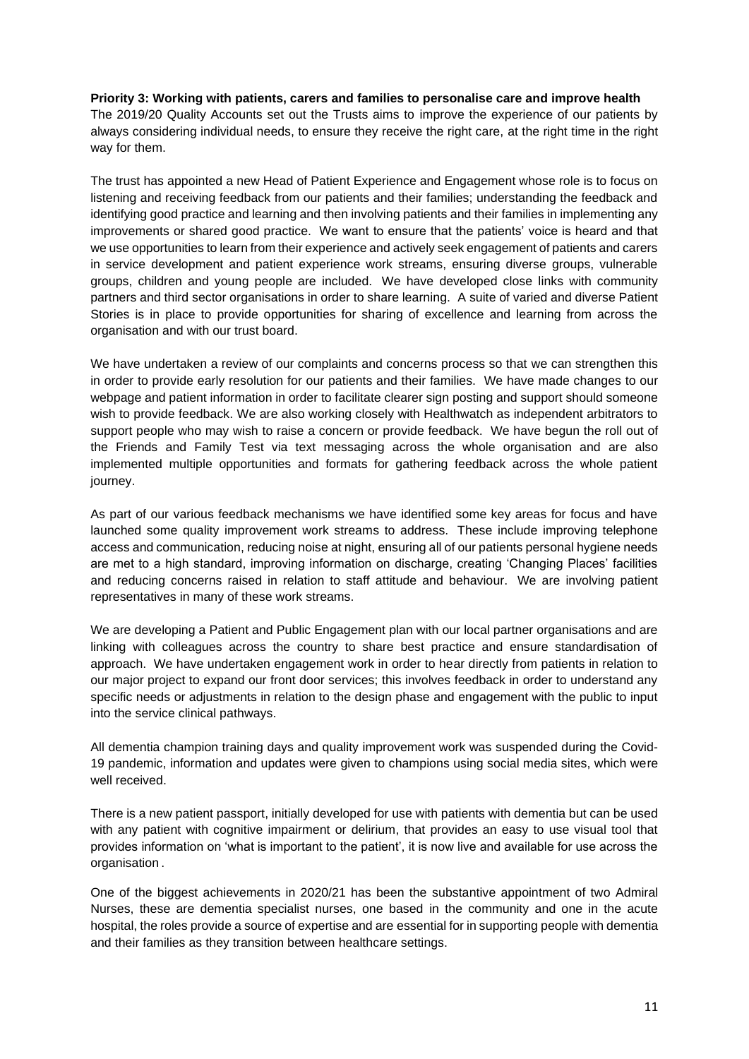**Priority 3: Working with patients, carers and families to personalise care and improve health**

The 2019/20 Quality Accounts set out the Trusts aims to improve the experience of our patients by always considering individual needs, to ensure they receive the right care, at the right time in the right way for them.

The trust has appointed a new Head of Patient Experience and Engagement whose role is to focus on listening and receiving feedback from our patients and their families; understanding the feedback and identifying good practice and learning and then involving patients and their families in implementing any improvements or shared good practice. We want to ensure that the patients' voice is heard and that we use opportunities to learn from their experience and actively seek engagement of patients and carers in service development and patient experience work streams, ensuring diverse groups, vulnerable groups, children and young people are included. We have developed close links with community partners and third sector organisations in order to share learning. A suite of varied and diverse Patient Stories is in place to provide opportunities for sharing of excellence and learning from across the organisation and with our trust board.

We have undertaken a review of our complaints and concerns process so that we can strengthen this in order to provide early resolution for our patients and their families. We have made changes to our webpage and patient information in order to facilitate clearer sign posting and support should someone wish to provide feedback. We are also working closely with Healthwatch as independent arbitrators to support people who may wish to raise a concern or provide feedback. We have begun the roll out of the Friends and Family Test via text messaging across the whole organisation and are also implemented multiple opportunities and formats for gathering feedback across the whole patient journey.

As part of our various feedback mechanisms we have identified some key areas for focus and have launched some quality improvement work streams to address. These include improving telephone access and communication, reducing noise at night, ensuring all of our patients personal hygiene needs are met to a high standard, improving information on discharge, creating 'Changing Places' facilities and reducing concerns raised in relation to staff attitude and behaviour. We are involving patient representatives in many of these work streams.

We are developing a Patient and Public Engagement plan with our local partner organisations and are linking with colleagues across the country to share best practice and ensure standardisation of approach. We have undertaken engagement work in order to hear directly from patients in relation to our major project to expand our front door services; this involves feedback in order to understand any specific needs or adjustments in relation to the design phase and engagement with the public to input into the service clinical pathways.

All dementia champion training days and quality improvement work was suspended during the Covid-19 pandemic, information and updates were given to champions using social media sites, which were well received.

There is a new patient passport, initially developed for use with patients with dementia but can be used with any patient with cognitive impairment or delirium, that provides an easy to use visual tool that provides information on 'what is important to the patient', it is now live and available for use across the organisation .

One of the biggest achievements in 2020/21 has been the substantive appointment of two Admiral Nurses, these are dementia specialist nurses, one based in the community and one in the acute hospital, the roles provide a source of expertise and are essential for in supporting people with dementia and their families as they transition between healthcare settings.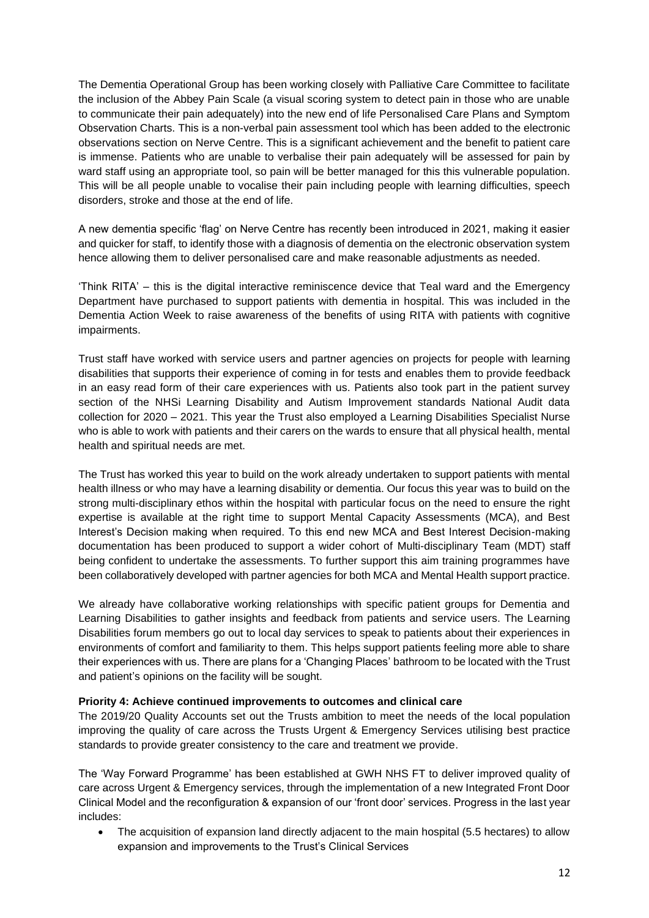The Dementia Operational Group has been working closely with Palliative Care Committee to facilitate the inclusion of the Abbey Pain Scale (a visual scoring system to detect pain in those who are unable to communicate their pain adequately) into the new end of life Personalised Care Plans and Symptom Observation Charts. This is a non-verbal pain assessment tool which has been added to the electronic observations section on Nerve Centre. This is a significant achievement and the benefit to patient care is immense. Patients who are unable to verbalise their pain adequately will be assessed for pain by ward staff using an appropriate tool, so pain will be better managed for this this vulnerable population. This will be all people unable to vocalise their pain including people with learning difficulties, speech disorders, stroke and those at the end of life.

A new dementia specific 'flag' on Nerve Centre has recently been introduced in 2021, making it easier and quicker for staff, to identify those with a diagnosis of dementia on the electronic observation system hence allowing them to deliver personalised care and make reasonable adjustments as needed.

'Think RITA' – this is the digital interactive reminiscence device that Teal ward and the Emergency Department have purchased to support patients with dementia in hospital. This was included in the Dementia Action Week to raise awareness of the benefits of using RITA with patients with cognitive impairments.

Trust staff have worked with service users and partner agencies on projects for people with learning disabilities that supports their experience of coming in for tests and enables them to provide feedback in an easy read form of their care experiences with us. Patients also took part in the patient survey section of the NHSi Learning Disability and Autism Improvement standards National Audit data collection for 2020 – 2021. This year the Trust also employed a Learning Disabilities Specialist Nurse who is able to work with patients and their carers on the wards to ensure that all physical health, mental health and spiritual needs are met.

The Trust has worked this year to build on the work already undertaken to support patients with mental health illness or who may have a learning disability or dementia. Our focus this year was to build on the strong multi-disciplinary ethos within the hospital with particular focus on the need to ensure the right expertise is available at the right time to support Mental Capacity Assessments (MCA), and Best Interest's Decision making when required. To this end new MCA and Best Interest Decision-making documentation has been produced to support a wider cohort of Multi-disciplinary Team (MDT) staff being confident to undertake the assessments. To further support this aim training programmes have been collaboratively developed with partner agencies for both MCA and Mental Health support practice.

We already have collaborative working relationships with specific patient groups for Dementia and Learning Disabilities to gather insights and feedback from patients and service users. The Learning Disabilities forum members go out to local day services to speak to patients about their experiences in environments of comfort and familiarity to them. This helps support patients feeling more able to share their experiences with us. There are plans for a 'Changing Places' bathroom to be located with the Trust and patient's opinions on the facility will be sought.

**Priority 4: Achieve continued improvements to outcomes and clinical care**

The 2019/20 Quality Accounts set out the Trusts ambition to meet the needs of the local population improving the quality of care across the Trusts Urgent & Emergency Services utilising best practice standards to provide greater consistency to the care and treatment we provide.

The 'Way Forward Programme' has been established at GWH NHS FT to deliver improved quality of care across Urgent & Emergency services, through the implementation of a new Integrated Front Door Clinical Model and the reconfiguration & expansion of our 'front door' services. Progress in the last year includes:

- The acquisition of expansion land directly adjacent to the main hospital (5.5 hectares) to allow expansion and improvements to the Trust's Clinical Services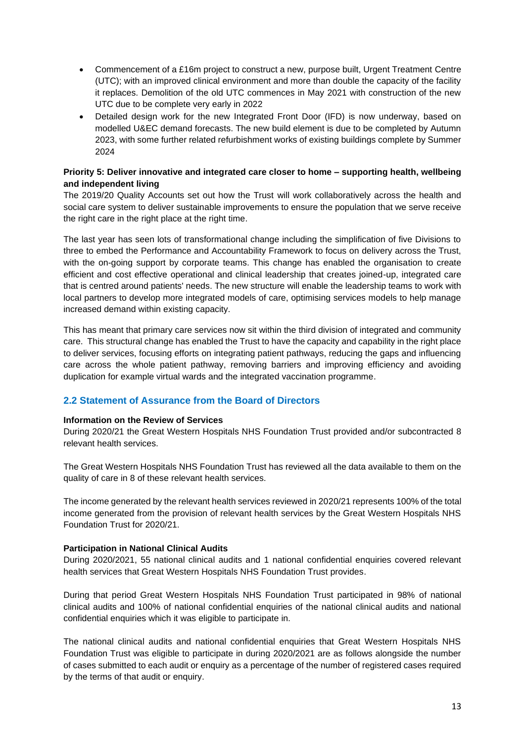- Commencement of a £16m project to construct a new, purpose built, Urgent Treatment Centre (UTC); with an improved clinical environment and more than double the capacity of the facility it replaces. Demolition of the old UTC commences in May 2021 with construction of the new UTC due to be complete very early in 2022
- Detailed design work for the new Integrated Front Door (IFD) is now underway, based on modelled U&EC demand forecasts. The new build element is due to be completed by Autumn 2023, with some further related refurbishment works of existing buildings complete by Summer 2024

**Priority 5: Deliver innovative and integrated care closer to home – supporting health, wellbeing and independent living**

The 2019/20 Quality Accounts set out how the Trust will work collaboratively across the health and social care system to deliver sustainable improvements to ensure the population that we serve receive the right care in the right place at the right time.

The last year has seen lots of transformational change including the simplification of five Divisions to three to embed the Performance and Accountability Framework to focus on delivery across the Trust, with the on-going support by corporate teams. This change has enabled the organisation to create efficient and cost effective operational and clinical leadership that creates joined-up, integrated care that is centred around patients' needs. The new structure will enable the leadership teams to work with local partners to develop more integrated models of care, optimising services models to help manage increased demand within existing capacity.

This has meant that primary care services now sit within the third division of integrated and community care. This structural change has enabled the Trust to have the capacity and capability in the right place to deliver services, focusing efforts on integrating patient pathways, reducing the gaps and influencing care across the whole patient pathway, removing barriers and improving efficiency and avoiding duplication for example virtual wards and the integrated vaccination programme.

## 2.2 Statement of Assurance from the Board of Directors

**Information on the Review of Services**

During 2020/21 the Great Western Hospitals NHS Foundation Trust provided and/or subcontracted 8 relevant health services.

The Great Western Hospitals NHS Foundation Trust has reviewed all the data available to them on the quality of care in 8 of these relevant health services.

The income generated by the relevant health services reviewed in 2020/21 represents 100% of the total income generated from the provision of relevant health services by the Great Western Hospitals NHS Foundation Trust for 2020/21.

**Participation in National Clinical Audits**

During 2020/2021, 55 national clinical audits and 1 national confidential enquiries covered relevant health services that Great Western Hospitals NHS Foundation Trust provides.

During that period Great Western Hospitals NHS Foundation Trust participated in 98% of national clinical audits and 100% of national confidential enquiries of the national clinical audits and national confidential enquiries which it was eligible to participate in.

The national clinical audits and national confidential enquiries that Great Western Hospitals NHS Foundation Trust was eligible to participate in during 2020/2021 are as follows alongside the number of cases submitted to each audit or enquiry as a percentage of the number of registered cases required by the terms of that audit or enquiry.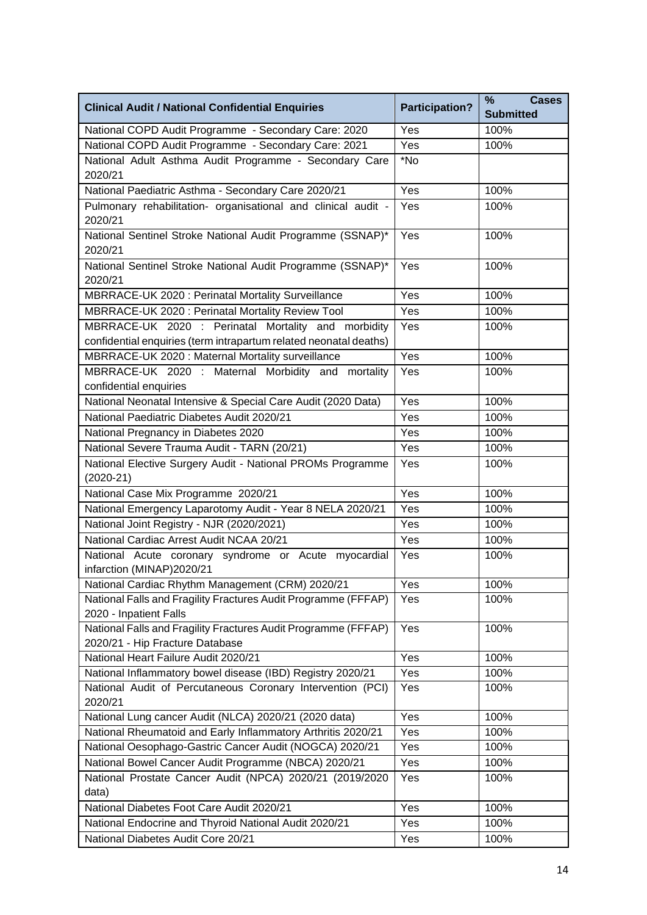| Clinical Audit / National Confidential Enquiries | Participation? | % Cases Submitted |
|---|---|---|
| National COPD Audit Programme - Secondary Care: 2020 | Yes | 100% |
| National COPD Audit Programme - Secondary Care: 2021 | Yes | 100% |
| National Adult Asthma Audit Programme - Secondary Care 2020/21 | *No | |
| National Paediatric Asthma - Secondary Care 2020/21 | Yes | 100% |
| Pulmonary rehabilitation- organisational and clinical audit - 2020/21 | Yes | 100% |
| National Sentinel Stroke National Audit Programme (SSNAP)* 2020/21 | Yes | 100% |
| National Sentinel Stroke National Audit Programme (SSNAP)* 2020/21 | Yes | 100% |
| MBRRACE-UK 2020 : Perinatal Mortality Surveillance | Yes | 100% |
| MBRRACE-UK 2020 : Perinatal Mortality Review Tool | Yes | 100% |
| MBRRACE-UK 2020 : Perinatal Mortality and morbidity confidential enquiries (term intrapartum related neonatal deaths) | Yes | 100% |
| MBRRACE-UK 2020 : Maternal Mortality surveillance | Yes | 100% |
| MBRRACE-UK 2020 : Maternal Morbidity and mortality confidential enquiries | Yes | 100% |
| National Neonatal Intensive & Special Care Audit (2020 Data) | Yes | 100% |
| National Paediatric Diabetes Audit 2020/21 | Yes | 100% |
| National Pregnancy in Diabetes 2020 | Yes | 100% |
| National Severe Trauma Audit - TARN (20/21) | Yes | 100% |
| National Elective Surgery Audit - National PROMs Programme (2020-21) | Yes | 100% |
| National Case Mix Programme 2020/21 | Yes | 100% |
| National Emergency Laparotomy Audit - Year 8 NELA 2020/21 | Yes | 100% |
| National Joint Registry - NJR (2020/2021) | Yes | 100% |
| National Cardiac Arrest Audit NCAA 20/21 | Yes | 100% |
| National Acute coronary syndrome or Acute myocardial infarction (MINAP)2020/21 | Yes | 100% |
| National Cardiac Rhythm Management (CRM) 2020/21 | Yes | 100% |
| National Falls and Fragility Fractures Audit Programme (FFFAP) 2020 - Inpatient Falls | Yes | 100% |
| National Falls and Fragility Fractures Audit Programme (FFFAP) 2020/21 - Hip Fracture Database | Yes | 100% |
| National Heart Failure Audit 2020/21 | Yes | 100% |
| National Inflammatory bowel disease (IBD) Registry 2020/21 | Yes | 100% |
| National Audit of Percutaneous Coronary Intervention (PCI) 2020/21 | Yes | 100% |
| National Lung cancer Audit (NLCA) 2020/21 (2020 data) | Yes | 100% |
| National Rheumatoid and Early Inflammatory Arthritis 2020/21 | Yes | 100% |
| National Oesophago-Gastric Cancer Audit (NOGCA) 2020/21 | Yes | 100% |
| National Bowel Cancer Audit Programme (NBCA) 2020/21 | Yes | 100% |
| National Prostate Cancer Audit (NPCA) 2020/21 (2019/2020 data) | Yes | 100% |
| National Diabetes Foot Care Audit 2020/21 | Yes | 100% |
| National Endocrine and Thyroid National Audit 2020/21 | Yes | 100% |
| National Diabetes Audit Core 20/21 | Yes | 100% |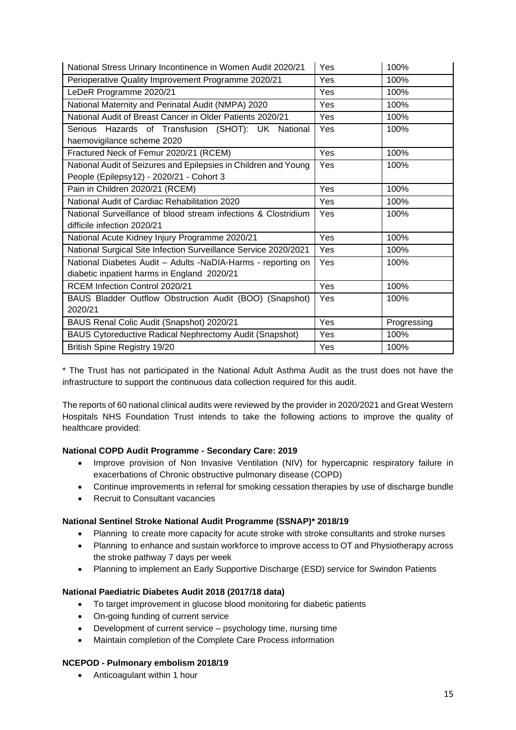| National Stress Urinary Incontinence in Women Audit 2020/21 | Yes | 100% |
| --- | --- | --- |
| Perioperative Quality Improvement Programme 2020/21 | Yes | 100% |
| LeDeR Programme 2020/21 | Yes | 100% |
| National Maternity and Perinatal Audit (NMPA) 2020 | Yes | 100% |
| National Audit of Breast Cancer in Older Patients 2020/21 | Yes | 100% |
| Serious Hazards of Transfusion (SHOT): UK National haemovigilance scheme 2020 | Yes | 100% |
| Fractured Neck of Femur 2020/21 (RCEM) | Yes | 100% |
| National Audit of Seizures and Epilepsies in Children and Young People (Epilepsy12) - 2020/21 - Cohort 3 | Yes | 100% |
| Pain in Children 2020/21 (RCEM) | Yes | 100% |
| National Audit of Cardiac Rehabilitation 2020 | Yes | 100% |
| National Surveillance of blood stream infections & Clostridium difficile infection 2020/21 | Yes | 100% |
| National Acute Kidney Injury Programme 2020/21 | Yes | 100% |
| National Surgical Site Infection Surveillance Service 2020/2021 | Yes | 100% |
| National Diabetes Audit – Adults -NaDIA-Harms - reporting on diabetic inpatient harms in England 2020/21 | Yes | 100% |
| RCEM Infection Control 2020/21 | Yes | 100% |
| BAUS Bladder Outflow Obstruction Audit (BOO) (Snapshot) 2020/21 | Yes | 100% |
| BAUS Renal Colic Audit (Snapshot) 2020/21 | Yes | Progressing |
| BAUS Cytoreductive Radical Nephrectomy Audit (Snapshot) | Yes | 100% |
| British Spine Registry 19/20 | Yes | 100% |

* The Trust has not participated in the National Adult Asthma Audit as the trust does not have the infrastructure to support the continuous data collection required for this audit.

The reports of 60 national clinical audits were reviewed by the provider in 2020/2021 and Great Western Hospitals NHS Foundation Trust intends to take the following actions to improve the quality of healthcare provided:

**National COPD Audit Programme - Secondary Care: 2019**

- Improve provision of Non Invasive Ventilation (NIV) for hypercapnic respiratory failure in exacerbations of Chronic obstructive pulmonary disease (COPD)
- Continue improvements in referral for smoking cessation therapies by use of discharge bundle
- Recruit to Consultant vacancies

**National Sentinel Stroke National Audit Programme (SSNAP)* 2018/19**

- Planning to create more capacity for acute stroke with stroke consultants and stroke nurses
- Planning to enhance and sustain workforce to improve access to OT and Physiotherapy across the stroke pathway 7 days per week
- Planning to implement an Early Supportive Discharge (ESD) service for Swindon Patients

**National Paediatric Diabetes Audit 2018 (2017/18 data)**

- To target improvement in glucose blood monitoring for diabetic patients
- On-going funding of current service
- Development of current service – psychology time, nursing time
- Maintain completion of the Complete Care Process information

**NCEPOD - Pulmonary embolism 2018/19**

- Anticoagulant within 1 hour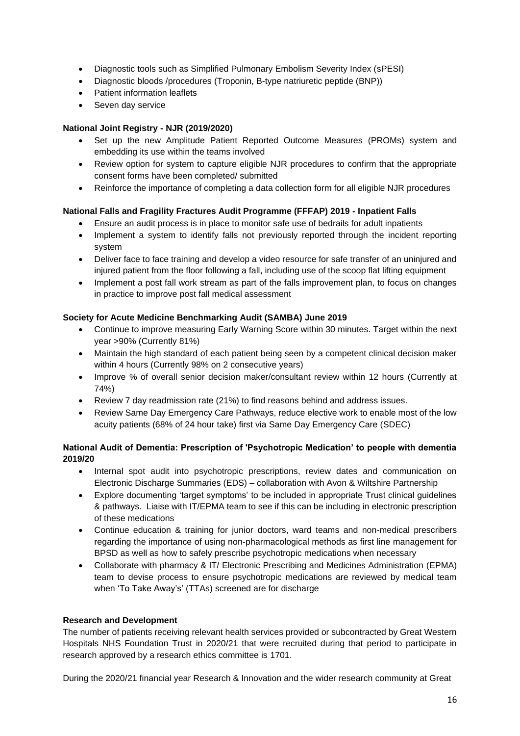- Diagnostic tools such as Simplified Pulmonary Embolism Severity Index (sPESI)
- Diagnostic bloods /procedures (Troponin, B-type natriuretic peptide (BNP))
- Patient information leaflets
- Seven day service

**National Joint Registry - NJR (2019/2020)**

- Set up the new Amplitude Patient Reported Outcome Measures (PROMs) system and embedding its use within the teams involved
- Review option for system to capture eligible NJR procedures to confirm that the appropriate consent forms have been completed/ submitted
- Reinforce the importance of completing a data collection form for all eligible NJR procedures

**National Falls and Fragility Fractures Audit Programme (FFFAP) 2019 - Inpatient Falls**

- Ensure an audit process is in place to monitor safe use of bedrails for adult inpatients
- Implement a system to identify falls not previously reported through the incident reporting system
- Deliver face to face training and develop a video resource for safe transfer of an uninjured and injured patient from the floor following a fall, including use of the scoop flat lifting equipment
- Implement a post fall work stream as part of the falls improvement plan, to focus on changes in practice to improve post fall medical assessment

**Society for Acute Medicine Benchmarking Audit (SAMBA) June 2019**

- Continue to improve measuring Early Warning Score within 30 minutes. Target within the next year >90% (Currently 81%)
- Maintain the high standard of each patient being seen by a competent clinical decision maker within 4 hours (Currently 98% on 2 consecutive years)
- Improve % of overall senior decision maker/consultant review within 12 hours (Currently at 74%)
- Review 7 day readmission rate (21%) to find reasons behind and address issues.
- Review Same Day Emergency Care Pathways, reduce elective work to enable most of the low acuity patients (68% of 24 hour take) first via Same Day Emergency Care (SDEC)

**National Audit of Dementia: Prescription of 'Psychotropic Medication' to people with dementia 2019/20**

- Internal spot audit into psychotropic prescriptions, review dates and communication on Electronic Discharge Summaries (EDS) – collaboration with Avon & Wiltshire Partnership
- Explore documenting 'target symptoms' to be included in appropriate Trust clinical guidelines & pathways. Liaise with IT/EPMA team to see if this can be including in electronic prescription of these medications
- Continue education & training for junior doctors, ward teams and non-medical prescribers regarding the importance of using non-pharmacological methods as first line management for BPSD as well as how to safely prescribe psychotropic medications when necessary
- Collaborate with pharmacy & IT/ Electronic Prescribing and Medicines Administration (EPMA) team to devise process to ensure psychotropic medications are reviewed by medical team when 'To Take Away's' (TTAs) screened are for discharge

**Research and Development**

The number of patients receiving relevant health services provided or subcontracted by Great Western Hospitals NHS Foundation Trust in 2020/21 that were recruited during that period to participate in research approved by a research ethics committee is 1701.

During the 2020/21 financial year Research & Innovation and the wider research community at Great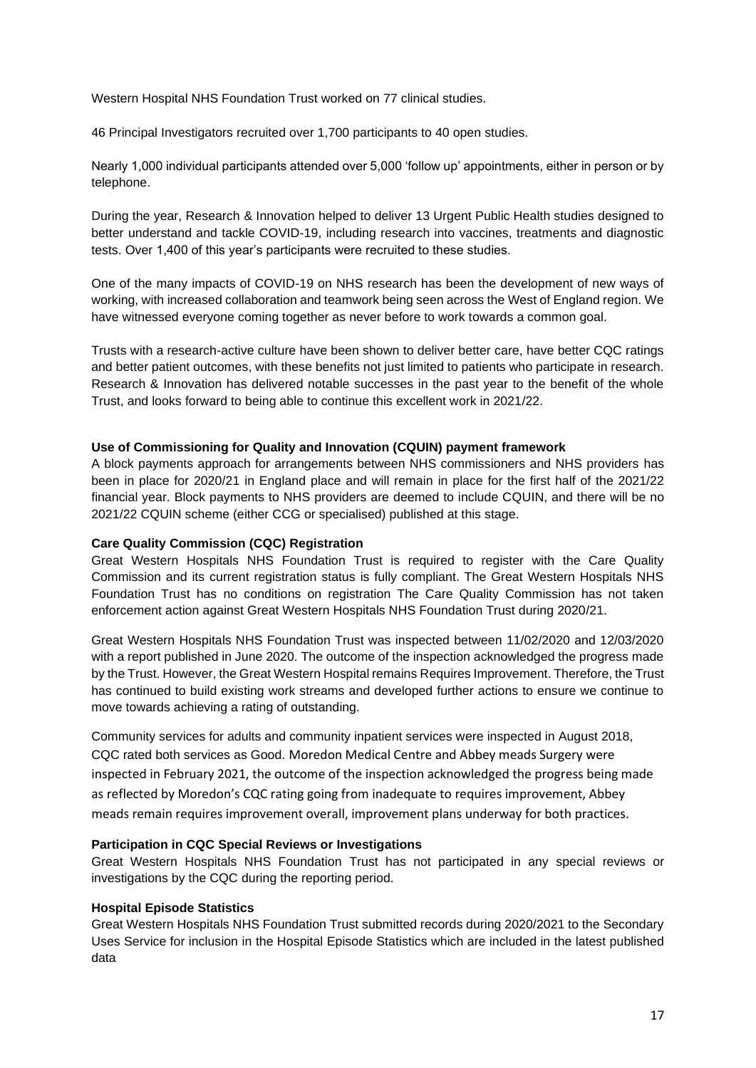Western Hospital NHS Foundation Trust worked on 77 clinical studies.

46 Principal Investigators recruited over 1,700 participants to 40 open studies.

Nearly 1,000 individual participants attended over 5,000 'follow up' appointments, either in person or by telephone.

During the year, Research & Innovation helped to deliver 13 Urgent Public Health studies designed to better understand and tackle COVID-19, including research into vaccines, treatments and diagnostic tests. Over 1,400 of this year's participants were recruited to these studies.

One of the many impacts of COVID-19 on NHS research has been the development of new ways of working, with increased collaboration and teamwork being seen across the West of England region. We have witnessed everyone coming together as never before to work towards a common goal.

Trusts with a research-active culture have been shown to deliver better care, have better CQC ratings and better patient outcomes, with these benefits not just limited to patients who participate in research. Research & Innovation has delivered notable successes in the past year to the benefit of the whole Trust, and looks forward to being able to continue this excellent work in 2021/22.

**Use of Commissioning for Quality and Innovation (CQUIN) payment framework**

A block payments approach for arrangements between NHS commissioners and NHS providers has been in place for 2020/21 in England place and will remain in place for the first half of the 2021/22 financial year. Block payments to NHS providers are deemed to include CQUIN, and there will be no 2021/22 CQUIN scheme (either CCG or specialised) published at this stage.

**Care Quality Commission (CQC) Registration**

Great Western Hospitals NHS Foundation Trust is required to register with the Care Quality Commission and its current registration status is fully compliant. The Great Western Hospitals NHS Foundation Trust has no conditions on registration The Care Quality Commission has not taken enforcement action against Great Western Hospitals NHS Foundation Trust during 2020/21.

Great Western Hospitals NHS Foundation Trust was inspected between 11/02/2020 and 12/03/2020 with a report published in June 2020. The outcome of the inspection acknowledged the progress made by the Trust. However, the Great Western Hospital remains Requires Improvement. Therefore, the Trust has continued to build existing work streams and developed further actions to ensure we continue to move towards achieving a rating of outstanding.

Community services for adults and community inpatient services were inspected in August 2018, CQC rated both services as Good. Moredon Medical Centre and Abbey meads Surgery were inspected in February 2021, the outcome of the inspection acknowledged the progress being made as reflected by Moredon's CQC rating going from inadequate to requires improvement, Abbey meads remain requires improvement overall, improvement plans underway for both practices.

**Participation in CQC Special Reviews or Investigations**

Great Western Hospitals NHS Foundation Trust has not participated in any special reviews or investigations by the CQC during the reporting period.

**Hospital Episode Statistics**

Great Western Hospitals NHS Foundation Trust submitted records during 2020/2021 to the Secondary Uses Service for inclusion in the Hospital Episode Statistics which are included in the latest published data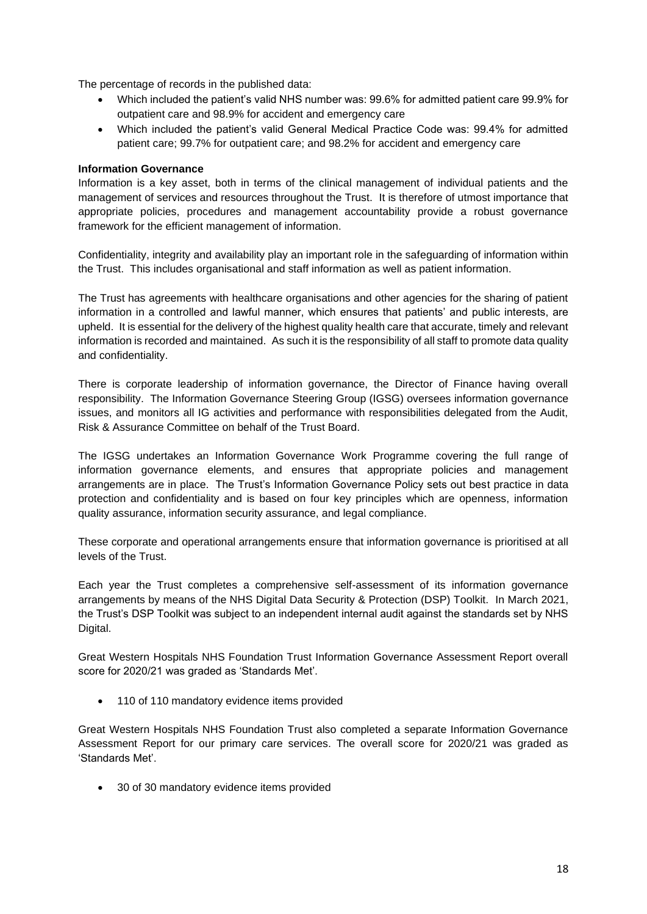The percentage of records in the published data:

- Which included the patient's valid NHS number was: 99.6% for admitted patient care 99.9% for outpatient care and 98.9% for accident and emergency care
- Which included the patient's valid General Medical Practice Code was: 99.4% for admitted patient care; 99.7% for outpatient care; and 98.2% for accident and emergency care

**Information Governance**

Information is a key asset, both in terms of the clinical management of individual patients and the management of services and resources throughout the Trust. It is therefore of utmost importance that appropriate policies, procedures and management accountability provide a robust governance framework for the efficient management of information.

Confidentiality, integrity and availability play an important role in the safeguarding of information within the Trust. This includes organisational and staff information as well as patient information.

The Trust has agreements with healthcare organisations and other agencies for the sharing of patient information in a controlled and lawful manner, which ensures that patients' and public interests, are upheld. It is essential for the delivery of the highest quality health care that accurate, timely and relevant information is recorded and maintained. As such it is the responsibility of all staff to promote data quality and confidentiality.

There is corporate leadership of information governance, the Director of Finance having overall responsibility. The Information Governance Steering Group (IGSG) oversees information governance issues, and monitors all IG activities and performance with responsibilities delegated from the Audit, Risk & Assurance Committee on behalf of the Trust Board.

The IGSG undertakes an Information Governance Work Programme covering the full range of information governance elements, and ensures that appropriate policies and management arrangements are in place. The Trust's Information Governance Policy sets out best practice in data protection and confidentiality and is based on four key principles which are openness, information quality assurance, information security assurance, and legal compliance.

These corporate and operational arrangements ensure that information governance is prioritised at all levels of the Trust.

Each year the Trust completes a comprehensive self-assessment of its information governance arrangements by means of the NHS Digital Data Security & Protection (DSP) Toolkit. In March 2021, the Trust's DSP Toolkit was subject to an independent internal audit against the standards set by NHS Digital.

Great Western Hospitals NHS Foundation Trust Information Governance Assessment Report overall score for 2020/21 was graded as 'Standards Met'.

- 110 of 110 mandatory evidence items provided

Great Western Hospitals NHS Foundation Trust also completed a separate Information Governance Assessment Report for our primary care services. The overall score for 2020/21 was graded as 'Standards Met'.

- 30 of 30 mandatory evidence items provided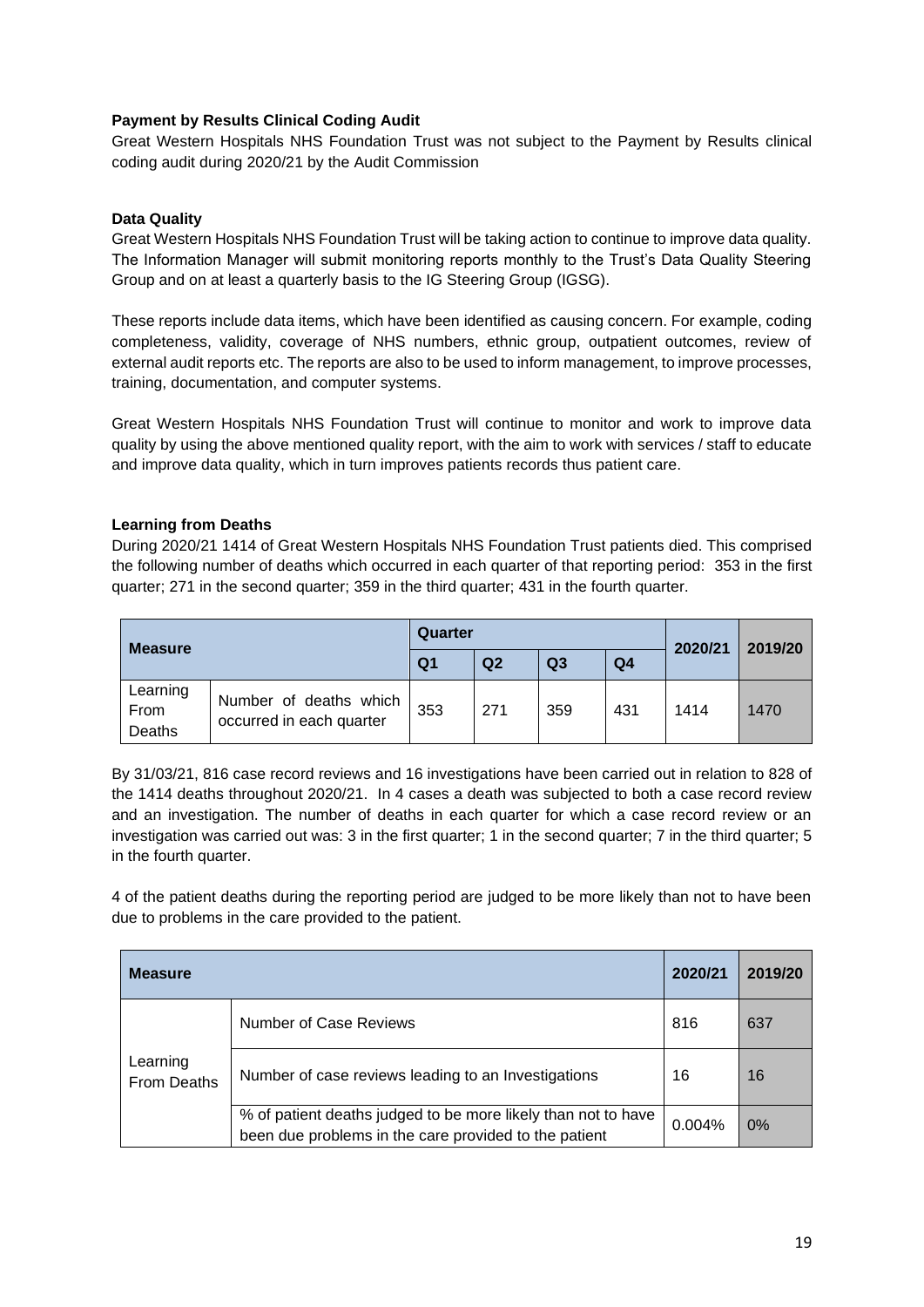**Payment by Results Clinical Coding Audit**

Great Western Hospitals NHS Foundation Trust was not subject to the Payment by Results clinical coding audit during 2020/21 by the Audit Commission

**Data Quality**

Great Western Hospitals NHS Foundation Trust will be taking action to continue to improve data quality. The Information Manager will submit monitoring reports monthly to the Trust's Data Quality Steering Group and on at least a quarterly basis to the IG Steering Group (IGSG).

These reports include data items, which have been identified as causing concern. For example, coding completeness, validity, coverage of NHS numbers, ethnic group, outpatient outcomes, review of external audit reports etc. The reports are also to be used to inform management, to improve processes, training, documentation, and computer systems.

Great Western Hospitals NHS Foundation Trust will continue to monitor and work to improve data quality by using the above mentioned quality report, with the aim to work with services / staff to educate and improve data quality, which in turn improves patients records thus patient care.

**Learning from Deaths**

During 2020/21 1414 of Great Western Hospitals NHS Foundation Trust patients died. This comprised the following number of deaths which occurred in each quarter of that reporting period: 353 in the first quarter; 271 in the second quarter; 359 in the third quarter; 431 in the fourth quarter.

| Measure | | Quarter | | | | 2020/21 | 2019/20 |
|---|---|---|---|---|---|---|---|
| | | Q1 | Q2 | Q3 | Q4 | | |
| Learning From Deaths | Number of deaths which occurred in each quarter | 353 | 271 | 359 | 431 | 1414 | 1470 |

By 31/03/21, 816 case record reviews and 16 investigations have been carried out in relation to 828 of the 1414 deaths throughout 2020/21. In 4 cases a death was subjected to both a case record review and an investigation. The number of deaths in each quarter for which a case record review or an investigation was carried out was: 3 in the first quarter; 1 in the second quarter; 7 in the third quarter; 5 in the fourth quarter.

4 of the patient deaths during the reporting period are judged to be more likely than not to have been due to problems in the care provided to the patient.

| Measure | | 2020/21 | 2019/20 |
|---|---|---|---|
| Learning From Deaths | Number of Case Reviews | 816 | 637 |
| | Number of case reviews leading to an Investigations | 16 | 16 |
| | % of patient deaths judged to be more likely than not to have been due problems in the care provided to the patient | 0.004% | 0% |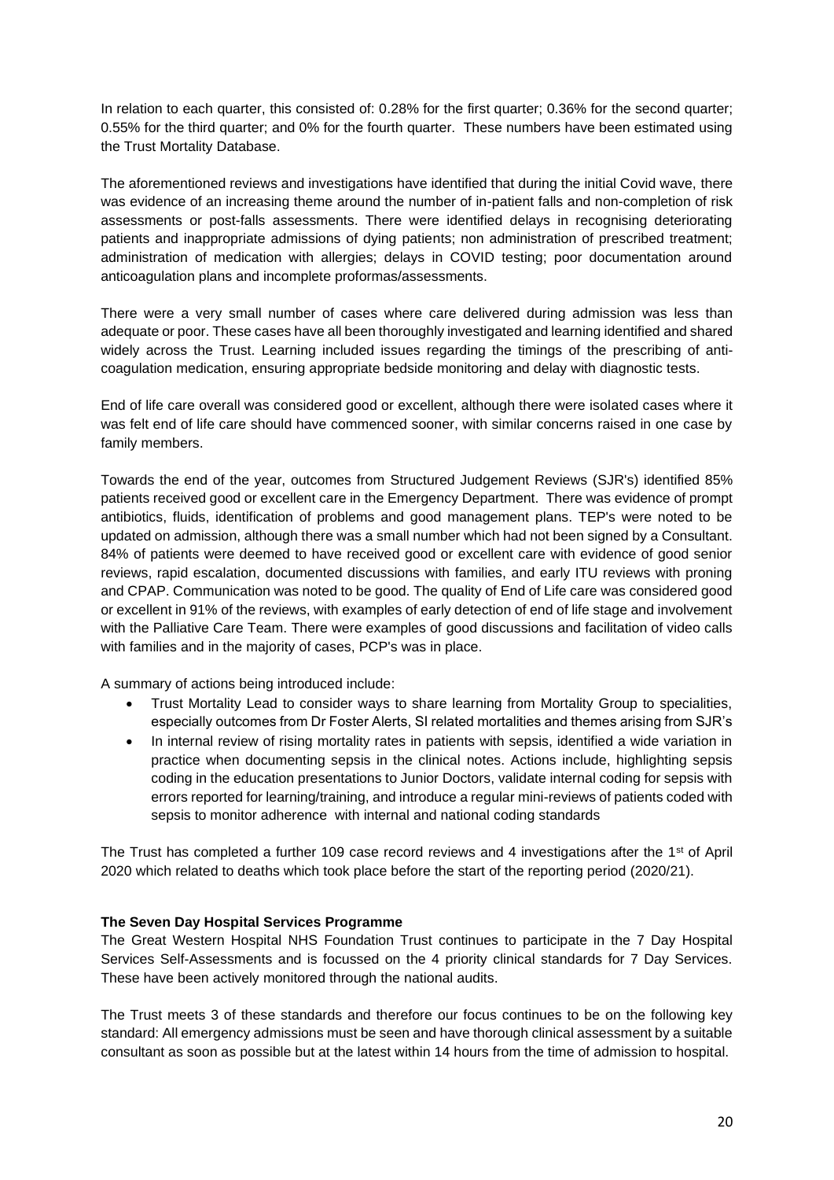In relation to each quarter, this consisted of: 0.28% for the first quarter; 0.36% for the second quarter; 0.55% for the third quarter; and 0% for the fourth quarter. These numbers have been estimated using the Trust Mortality Database.

The aforementioned reviews and investigations have identified that during the initial Covid wave, there was evidence of an increasing theme around the number of in-patient falls and non-completion of risk assessments or post-falls assessments. There were identified delays in recognising deteriorating patients and inappropriate admissions of dying patients; non administration of prescribed treatment; administration of medication with allergies; delays in COVID testing; poor documentation around anticoagulation plans and incomplete proformas/assessments.

There were a very small number of cases where care delivered during admission was less than adequate or poor. These cases have all been thoroughly investigated and learning identified and shared widely across the Trust. Learning included issues regarding the timings of the prescribing of anti-coagulation medication, ensuring appropriate bedside monitoring and delay with diagnostic tests.

End of life care overall was considered good or excellent, although there were isolated cases where it was felt end of life care should have commenced sooner, with similar concerns raised in one case by family members.

Towards the end of the year, outcomes from Structured Judgement Reviews (SJR's) identified 85% patients received good or excellent care in the Emergency Department. There was evidence of prompt antibiotics, fluids, identification of problems and good management plans. TEP's were noted to be updated on admission, although there was a small number which had not been signed by a Consultant. 84% of patients were deemed to have received good or excellent care with evidence of good senior reviews, rapid escalation, documented discussions with families, and early ITU reviews with proning and CPAP. Communication was noted to be good. The quality of End of Life care was considered good or excellent in 91% of the reviews, with examples of early detection of end of life stage and involvement with the Palliative Care Team. There were examples of good discussions and facilitation of video calls with families and in the majority of cases, PCP's was in place.

A summary of actions being introduced include:

- Trust Mortality Lead to consider ways to share learning from Mortality Group to specialities, especially outcomes from Dr Foster Alerts, SI related mortalities and themes arising from SJR's
- In internal review of rising mortality rates in patients with sepsis, identified a wide variation in practice when documenting sepsis in the clinical notes. Actions include, highlighting sepsis coding in the education presentations to Junior Doctors, validate internal coding for sepsis with errors reported for learning/training, and introduce a regular mini-reviews of patients coded with sepsis to monitor adherence with internal and national coding standards

The Trust has completed a further 109 case record reviews and 4 investigations after the 1st of April 2020 which related to deaths which took place before the start of the reporting period (2020/21).

**The Seven Day Hospital Services Programme**

The Great Western Hospital NHS Foundation Trust continues to participate in the 7 Day Hospital Services Self-Assessments and is focussed on the 4 priority clinical standards for 7 Day Services. These have been actively monitored through the national audits.

The Trust meets 3 of these standards and therefore our focus continues to be on the following key standard: All emergency admissions must be seen and have thorough clinical assessment by a suitable consultant as soon as possible but at the latest within 14 hours from the time of admission to hospital.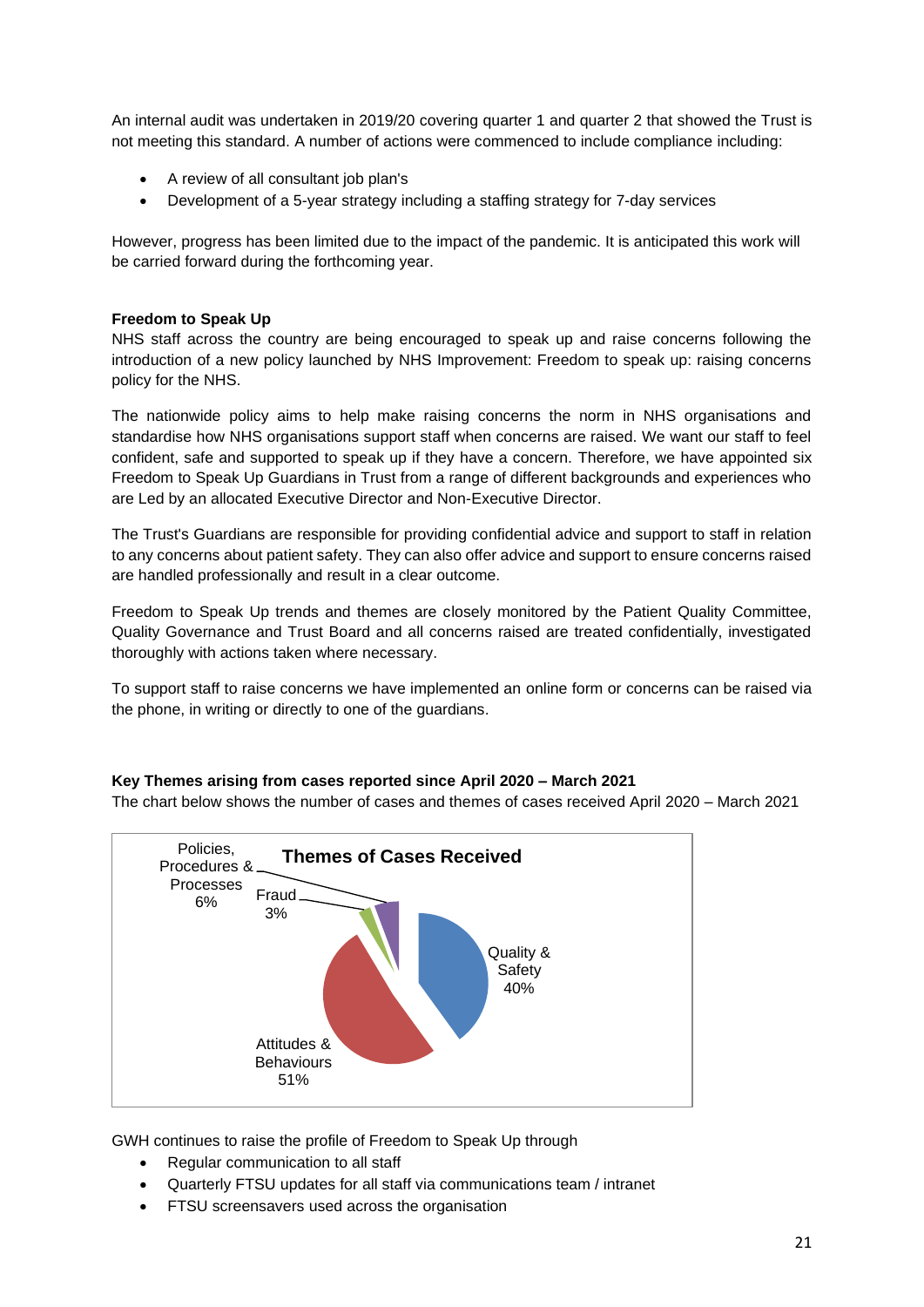An internal audit was undertaken in 2019/20 covering quarter 1 and quarter 2 that showed the Trust is not meeting this standard. A number of actions were commenced to include compliance including:

- A review of all consultant job plan's
- Development of a 5-year strategy including a staffing strategy for 7-day services

However, progress has been limited due to the impact of the pandemic. It is anticipated this work will be carried forward during the forthcoming year.

**Freedom to Speak Up**

NHS staff across the country are being encouraged to speak up and raise concerns following the introduction of a new policy launched by NHS Improvement: Freedom to speak up: raising concerns policy for the NHS.

The nationwide policy aims to help make raising concerns the norm in NHS organisations and standardise how NHS organisations support staff when concerns are raised. We want our staff to feel confident, safe and supported to speak up if they have a concern. Therefore, we have appointed six Freedom to Speak Up Guardians in Trust from a range of different backgrounds and experiences who are Led by an allocated Executive Director and Non-Executive Director.

The Trust's Guardians are responsible for providing confidential advice and support to staff in relation to any concerns about patient safety. They can also offer advice and support to ensure concerns raised are handled professionally and result in a clear outcome.

Freedom to Speak Up trends and themes are closely monitored by the Patient Quality Committee, Quality Governance and Trust Board and all concerns raised are treated confidentially, investigated thoroughly with actions taken where necessary.

To support staff to raise concerns we have implemented an online form or concerns can be raised via the phone, in writing or directly to one of the guardians.

**Key Themes arising from cases reported since April 2020 – March 2021**

The chart below shows the number of cases and themes of cases received April 2020 – March 2021

**Themes of Cases Received**

| Theme | Percentage |
|---|---|
| Quality & Safety | 40% |
| Attitudes & Behaviours | 51% |
| Fraud | 3% |
| Policies, Procedures & Processes | 6% |

GWH continues to raise the profile of Freedom to Speak Up through

- Regular communication to all staff
- Quarterly FTSU updates for all staff via communications team / intranet
- FTSU screensavers used across the organisation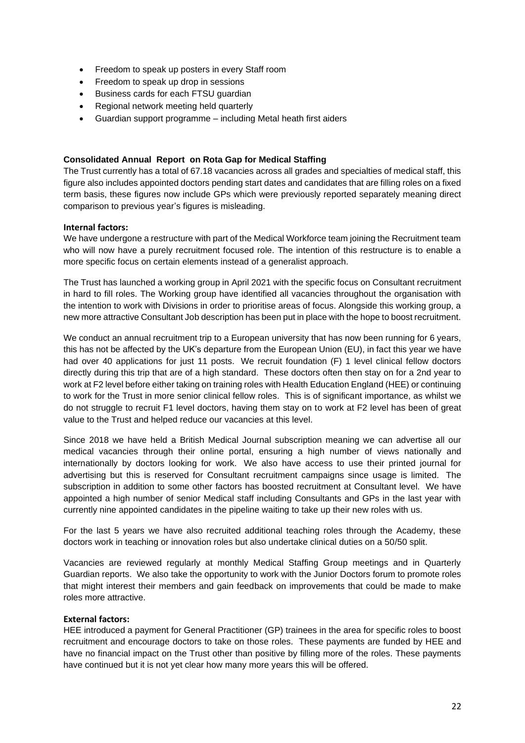- Freedom to speak up posters in every Staff room
- Freedom to speak up drop in sessions
- Business cards for each FTSU guardian
- Regional network meeting held quarterly
- Guardian support programme – including Metal heath first aiders

**Consolidated Annual Report on Rota Gap for Medical Staffing**

The Trust currently has a total of 67.18 vacancies across all grades and specialties of medical staff, this figure also includes appointed doctors pending start dates and candidates that are filling roles on a fixed term basis, these figures now include GPs which were previously reported separately meaning direct comparison to previous year's figures is misleading.

**Internal factors:**

We have undergone a restructure with part of the Medical Workforce team joining the Recruitment team who will now have a purely recruitment focused role. The intention of this restructure is to enable a more specific focus on certain elements instead of a generalist approach.

The Trust has launched a working group in April 2021 with the specific focus on Consultant recruitment in hard to fill roles. The Working group have identified all vacancies throughout the organisation with the intention to work with Divisions in order to prioritise areas of focus. Alongside this working group, a new more attractive Consultant Job description has been put in place with the hope to boost recruitment.

We conduct an annual recruitment trip to a European university that has now been running for 6 years, this has not be affected by the UK's departure from the European Union (EU), in fact this year we have had over 40 applications for just 11 posts. We recruit foundation (F) 1 level clinical fellow doctors directly during this trip that are of a high standard. These doctors often then stay on for a 2nd year to work at F2 level before either taking on training roles with Health Education England (HEE) or continuing to work for the Trust in more senior clinical fellow roles. This is of significant importance, as whilst we do not struggle to recruit F1 level doctors, having them stay on to work at F2 level has been of great value to the Trust and helped reduce our vacancies at this level.

Since 2018 we have held a British Medical Journal subscription meaning we can advertise all our medical vacancies through their online portal, ensuring a high number of views nationally and internationally by doctors looking for work. We also have access to use their printed journal for advertising but this is reserved for Consultant recruitment campaigns since usage is limited. The subscription in addition to some other factors has boosted recruitment at Consultant level. We have appointed a high number of senior Medical staff including Consultants and GPs in the last year with currently nine appointed candidates in the pipeline waiting to take up their new roles with us.

For the last 5 years we have also recruited additional teaching roles through the Academy, these doctors work in teaching or innovation roles but also undertake clinical duties on a 50/50 split.

Vacancies are reviewed regularly at monthly Medical Staffing Group meetings and in Quarterly Guardian reports. We also take the opportunity to work with the Junior Doctors forum to promote roles that might interest their members and gain feedback on improvements that could be made to make roles more attractive.

**External factors:**

HEE introduced a payment for General Practitioner (GP) trainees in the area for specific roles to boost recruitment and encourage doctors to take on those roles. These payments are funded by HEE and have no financial impact on the Trust other than positive by filling more of the roles. These payments have continued but it is not yet clear how many more years this will be offered.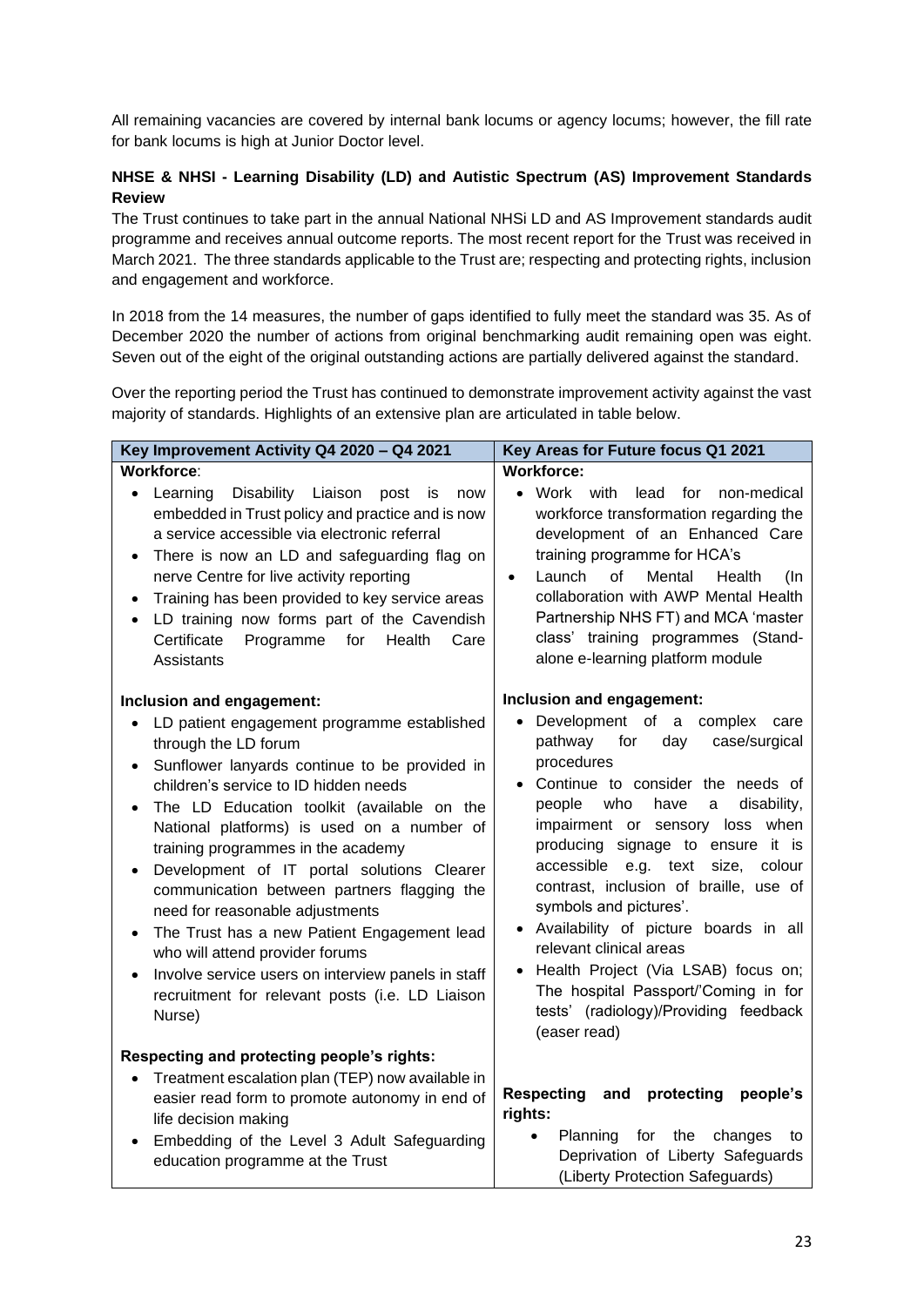All remaining vacancies are covered by internal bank locums or agency locums; however, the fill rate for bank locums is high at Junior Doctor level.

**NHSE & NHSI - Learning Disability (LD) and Autistic Spectrum (AS) Improvement Standards Review**

The Trust continues to take part in the annual National NHSi LD and AS Improvement standards audit programme and receives annual outcome reports. The most recent report for the Trust was received in March 2021. The three standards applicable to the Trust are; respecting and protecting rights, inclusion and engagement and workforce.

In 2018 from the 14 measures, the number of gaps identified to fully meet the standard was 35. As of December 2020 the number of actions from original benchmarking audit remaining open was eight. Seven out of the eight of the original outstanding actions are partially delivered against the standard.

Over the reporting period the Trust has continued to demonstrate improvement activity against the vast majority of standards. Highlights of an extensive plan are articulated in table below.

| Key Improvement Activity Q4 2020 – Q4 2021 | Key Areas for Future focus Q1 2021 |
|---|---|
| **Workforce**:<br>• Learning Disability Liaison post is now embedded in Trust policy and practice and is now a service accessible via electronic referral<br>• There is now an LD and safeguarding flag on nerve Centre for live activity reporting<br>• Training has been provided to key service areas<br>• LD training now forms part of the Cavendish Certificate Programme for Health Care Assistants | **Workforce:**<br>• Work with lead for non-medical workforce transformation regarding the development of an Enhanced Care training programme for HCA's<br>• Launch of Mental Health (In collaboration with AWP Mental Health Partnership NHS FT) and MCA 'master class' training programmes (Stand-alone e-learning platform module |
| **Inclusion and engagement:**<br>• LD patient engagement programme established through the LD forum<br>• Sunflower lanyards continue to be provided in children's service to ID hidden needs<br>• The LD Education toolkit (available on the National platforms) is used on a number of training programmes in the academy<br>• Development of IT portal solutions Clearer communication between partners flagging the need for reasonable adjustments<br>• The Trust has a new Patient Engagement lead who will attend provider forums<br>• Involve service users on interview panels in staff recruitment for relevant posts (i.e. LD Liaison Nurse) | **Inclusion and engagement:**<br>• Development of a complex care pathway for day case/surgical procedures<br>• Continue to consider the needs of people who have a disability, impairment or sensory loss when producing signage to ensure it is accessible e.g. text size, colour contrast, inclusion of braille, use of symbols and pictures'.<br>• Availability of picture boards in all relevant clinical areas<br>• Health Project (Via LSAB) focus on; The hospital Passport/'Coming in for tests' (radiology)/Providing feedback (easer read) |
| **Respecting and protecting people's rights:**<br>• Treatment escalation plan (TEP) now available in easier read form to promote autonomy in end of life decision making<br>• Embedding of the Level 3 Adult Safeguarding education programme at the Trust | **Respecting and protecting people's rights:**<br>• Planning for the changes to Deprivation of Liberty Safeguards (Liberty Protection Safeguards) |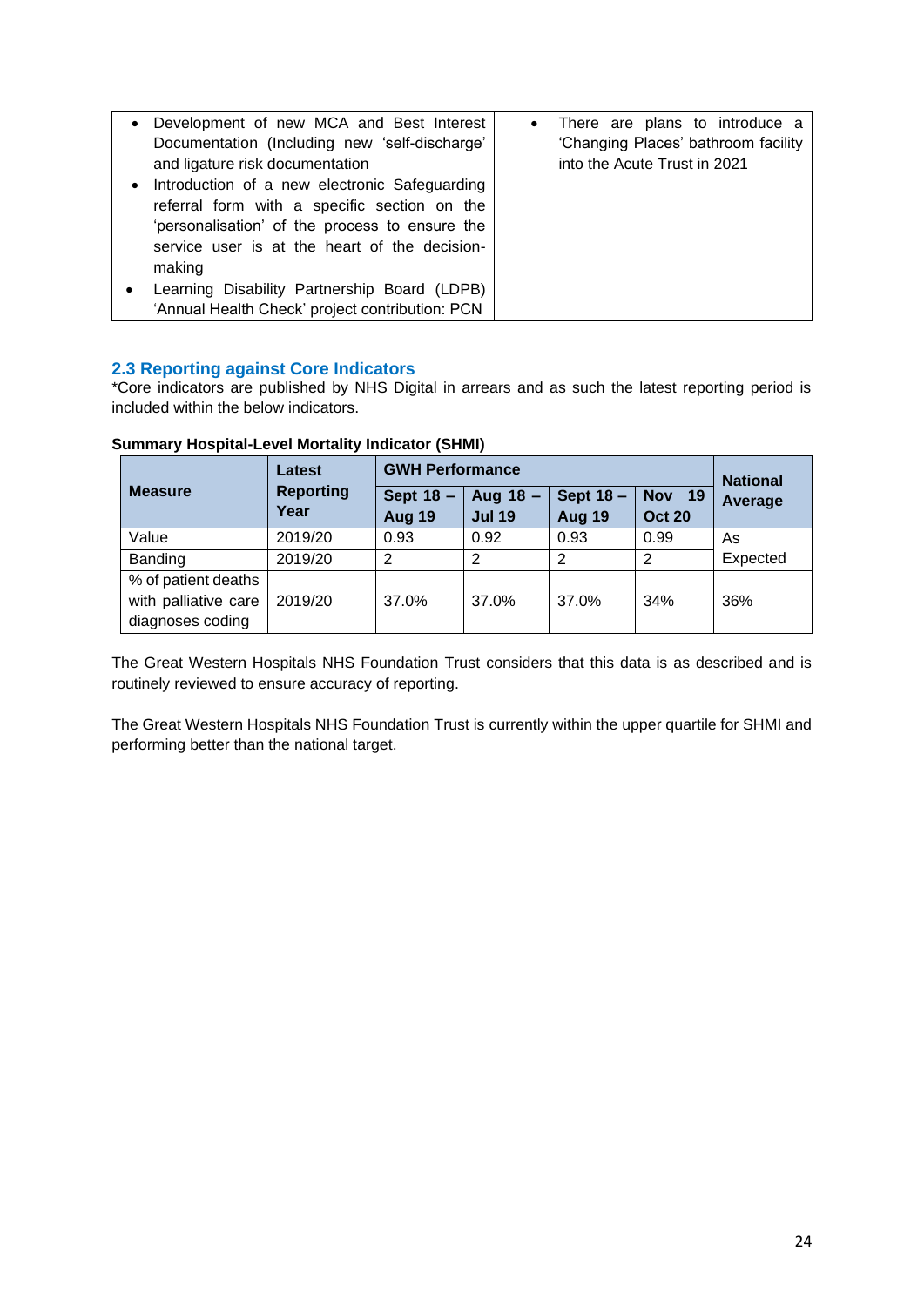| | |
|---|---|
| • Development of new MCA and Best Interest Documentation (Including new 'self-discharge' and ligature risk documentation<br>• Introduction of a new electronic Safeguarding referral form with a specific section on the 'personalisation' of the process to ensure the service user is at the heart of the decision-making<br>• Learning Disability Partnership Board (LDPB) 'Annual Health Check' project contribution: PCN | • There are plans to introduce a 'Changing Places' bathroom facility into the Acute Trust in 2021 |

### 2.3 Reporting against Core Indicators

*Core indicators are published by NHS Digital in arrears and as such the latest reporting period is included within the below indicators.

**Summary Hospital-Level Mortality Indicator (SHMI)**

| Measure | Latest Reporting Year | GWH Performance | | | | National Average |
|---|---|---|---|---|---|---|
| | | Sept 18 – Aug 19 | Aug 18 – Jul 19 | Sept 18 – Aug 19 | Nov 19 Oct 20 | |
| Value | 2019/20 | 0.93 | 0.92 | 0.93 | 0.99 | As Expected |
| Banding | 2019/20 | 2 | 2 | 2 | 2 | |
| % of patient deaths with palliative care diagnoses coding | 2019/20 | 37.0% | 37.0% | 37.0% | 34% | 36% |

The Great Western Hospitals NHS Foundation Trust considers that this data is as described and is routinely reviewed to ensure accuracy of reporting.

The Great Western Hospitals NHS Foundation Trust is currently within the upper quartile for SHMI and performing better than the national target.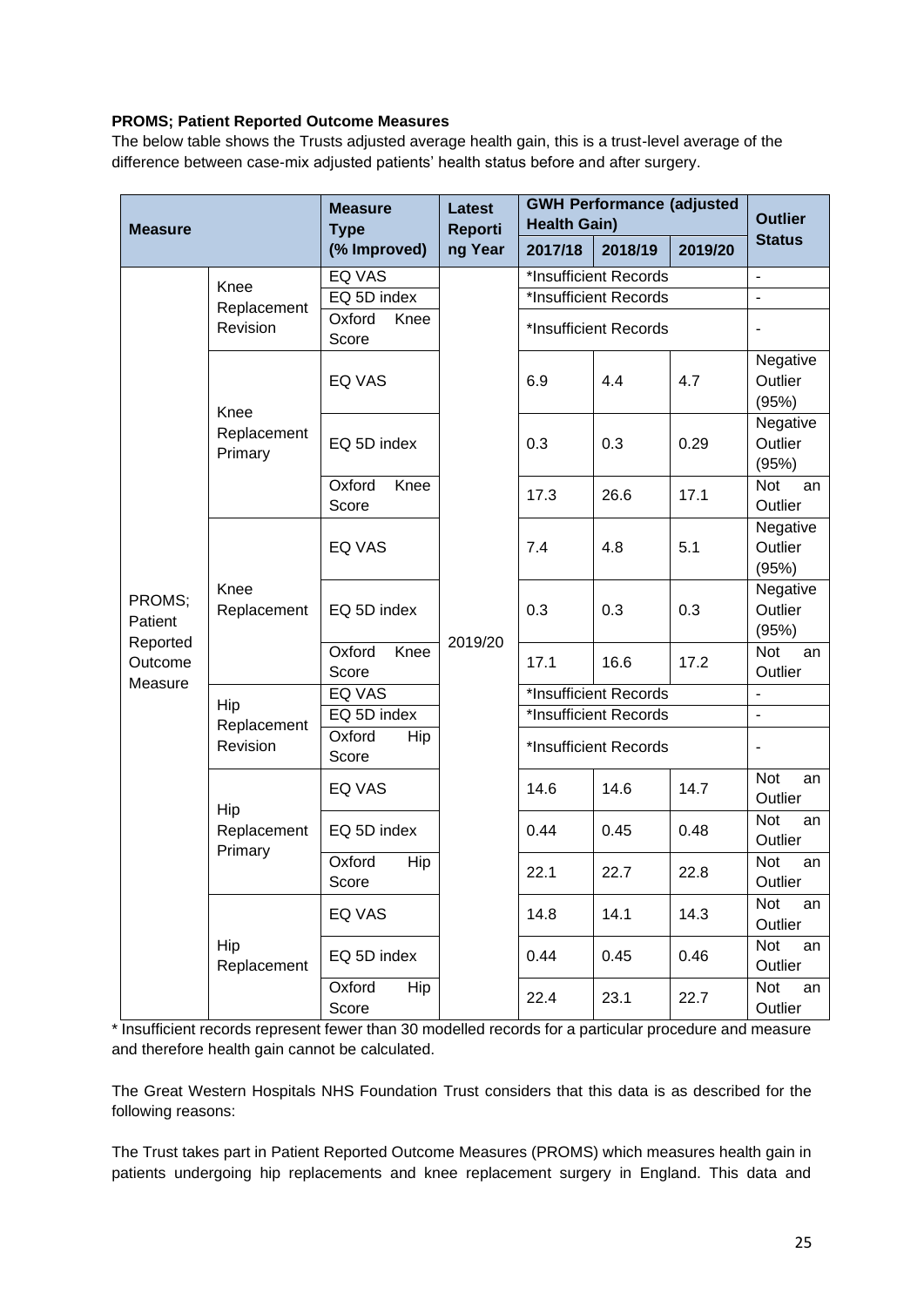**PROMS; Patient Reported Outcome Measures**

The below table shows the Trusts adjusted average health gain, this is a trust-level average of the difference between case-mix adjusted patients' health status before and after surgery.

| Measure | | Measure Type (% Improved) | Latest Reporting Year | GWH Performance (adjusted Health Gain) | | | Outlier Status |
|---|---|---|---|---|---|---|---|
| | | | | 2017/18 | 2018/19 | 2019/20 | |
| PROMS; Patient Reported Outcome Measure | Knee Replacement Revision | EQ VAS | 2019/20 | *Insufficient Records | | | - |
| | | EQ 5D index | | *Insufficient Records | | | - |
| | | Oxford Knee Score | | *Insufficient Records | | | - |
| | Knee Replacement Primary | EQ VAS | | 6.9 | 4.4 | 4.7 | Negative Outlier (95%) |
| | | EQ 5D index | | 0.3 | 0.3 | 0.29 | Negative Outlier (95%) |
| | | Oxford Knee Score | | 17.3 | 26.6 | 17.1 | Not an Outlier |
| | Knee Replacement | EQ VAS | | 7.4 | 4.8 | 5.1 | Negative Outlier (95%) |
| | | EQ 5D index | | 0.3 | 0.3 | 0.3 | Negative Outlier (95%) |
| | | Oxford Knee Score | | 17.1 | 16.6 | 17.2 | Not an Outlier |
| | Hip Replacement Revision | EQ VAS | | *Insufficient Records | | | - |
| | | EQ 5D index | | *Insufficient Records | | | - |
| | | Oxford Hip Score | | *Insufficient Records | | | - |
| | Hip Replacement Primary | EQ VAS | | 14.6 | 14.6 | 14.7 | Not an Outlier |
| | | EQ 5D index | | 0.44 | 0.45 | 0.48 | Not an Outlier |
| | | Oxford Hip Score | | 22.1 | 22.7 | 22.8 | Not an Outlier |
| | Hip Replacement | EQ VAS | | 14.8 | 14.1 | 14.3 | Not an Outlier |
| | | EQ 5D index | | 0.44 | 0.45 | 0.46 | Not an Outlier |
| | | Oxford Hip Score | | 22.4 | 23.1 | 22.7 | Not an Outlier |

* Insufficient records represent fewer than 30 modelled records for a particular procedure and measure and therefore health gain cannot be calculated.

The Great Western Hospitals NHS Foundation Trust considers that this data is as described for the following reasons:

The Trust takes part in Patient Reported Outcome Measures (PROMS) which measures health gain in patients undergoing hip replacements and knee replacement surgery in England. This data and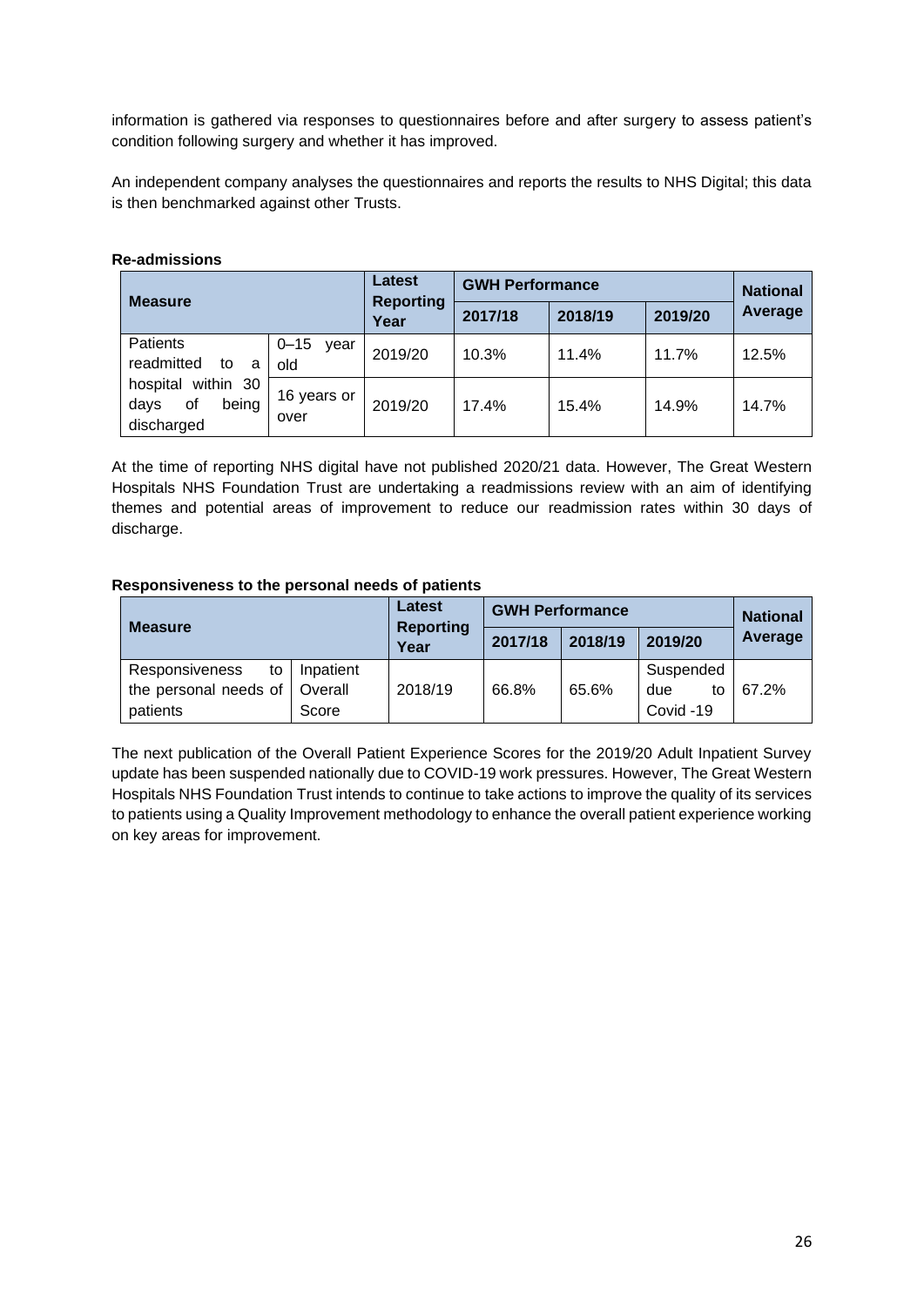information is gathered via responses to questionnaires before and after surgery to assess patient's condition following surgery and whether it has improved.

An independent company analyses the questionnaires and reports the results to NHS Digital; this data is then benchmarked against other Trusts.

**Re-admissions**

| Measure | | Latest Reporting Year | GWH Performance | | | National Average |
|---|---|---|---|---|---|---|
| | | | 2017/18 | 2018/19 | 2019/20 | |
| Patients readmitted to a hospital within 30 days of being discharged | 0–15 year old | 2019/20 | 10.3% | 11.4% | 11.7% | 12.5% |
| | 16 years or over | 2019/20 | 17.4% | 15.4% | 14.9% | 14.7% |

At the time of reporting NHS digital have not published 2020/21 data. However, The Great Western Hospitals NHS Foundation Trust are undertaking a readmissions review with an aim of identifying themes and potential areas of improvement to reduce our readmission rates within 30 days of discharge.

**Responsiveness to the personal needs of patients**

| Measure | | Latest Reporting Year | GWH Performance | | | National Average |
|---|---|---|---|---|---|---|
| | | | 2017/18 | 2018/19 | 2019/20 | |
| Responsiveness to the personal needs of patients | Inpatient Overall Score | 2018/19 | 66.8% | 65.6% | Suspended due to Covid -19 | 67.2% |

The next publication of the Overall Patient Experience Scores for the 2019/20 Adult Inpatient Survey update has been suspended nationally due to COVID-19 work pressures. However, The Great Western Hospitals NHS Foundation Trust intends to continue to take actions to improve the quality of its services to patients using a Quality Improvement methodology to enhance the overall patient experience working on key areas for improvement.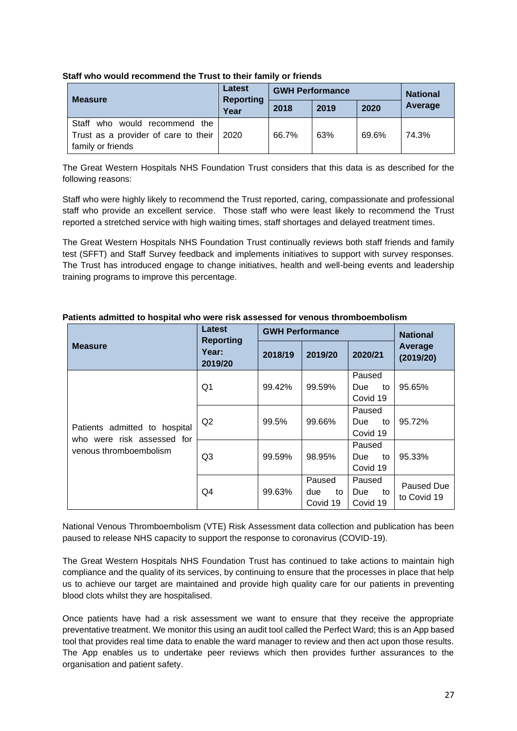**Staff who would recommend the Trust to their family or friends**

| Measure | Latest Reporting Year | GWH Performance | | | National Average |
|---|---|---|---|---|---|
| | | 2018 | 2019 | 2020 | |
| Staff who would recommend the Trust as a provider of care to their family or friends | 2020 | 66.7% | 63% | 69.6% | 74.3% |

The Great Western Hospitals NHS Foundation Trust considers that this data is as described for the following reasons:

Staff who were highly likely to recommend the Trust reported, caring, compassionate and professional staff who provide an excellent service. Those staff who were least likely to recommend the Trust reported a stretched service with high waiting times, staff shortages and delayed treatment times.

The Great Western Hospitals NHS Foundation Trust continually reviews both staff friends and family test (SFFT) and Staff Survey feedback and implements initiatives to support with survey responses. The Trust has introduced engage to change initiatives, health and well-being events and leadership training programs to improve this percentage.

**Patients admitted to hospital who were risk assessed for venous thromboembolism**

| Measure | Latest Reporting Year: 2019/20 | GWH Performance | | | National Average (2019/20) |
|---|---|---|---|---|---|
| | | 2018/19 | 2019/20 | 2020/21 | |
| Patients admitted to hospital who were risk assessed for venous thromboembolism | Q1 | 99.42% | 99.59% | Paused Due to Covid 19 | 95.65% |
| | Q2 | 99.5% | 99.66% | Paused Due to Covid 19 | 95.72% |
| | Q3 | 99.59% | 98.95% | Paused Due to Covid 19 | 95.33% |
| | Q4 | 99.63% | Paused due to Covid 19 | Paused Due to Covid 19 | Paused Due to Covid 19 |

National Venous Thromboembolism (VTE) Risk Assessment data collection and publication has been paused to release NHS capacity to support the response to coronavirus (COVID-19).

The Great Western Hospitals NHS Foundation Trust has continued to take actions to maintain high compliance and the quality of its services, by continuing to ensure that the processes in place that help us to achieve our target are maintained and provide high quality care for our patients in preventing blood clots whilst they are hospitalised.

Once patients have had a risk assessment we want to ensure that they receive the appropriate preventative treatment. We monitor this using an audit tool called the Perfect Ward; this is an App based tool that provides real time data to enable the ward manager to review and then act upon those results. The App enables us to undertake peer reviews which then provides further assurances to the organisation and patient safety.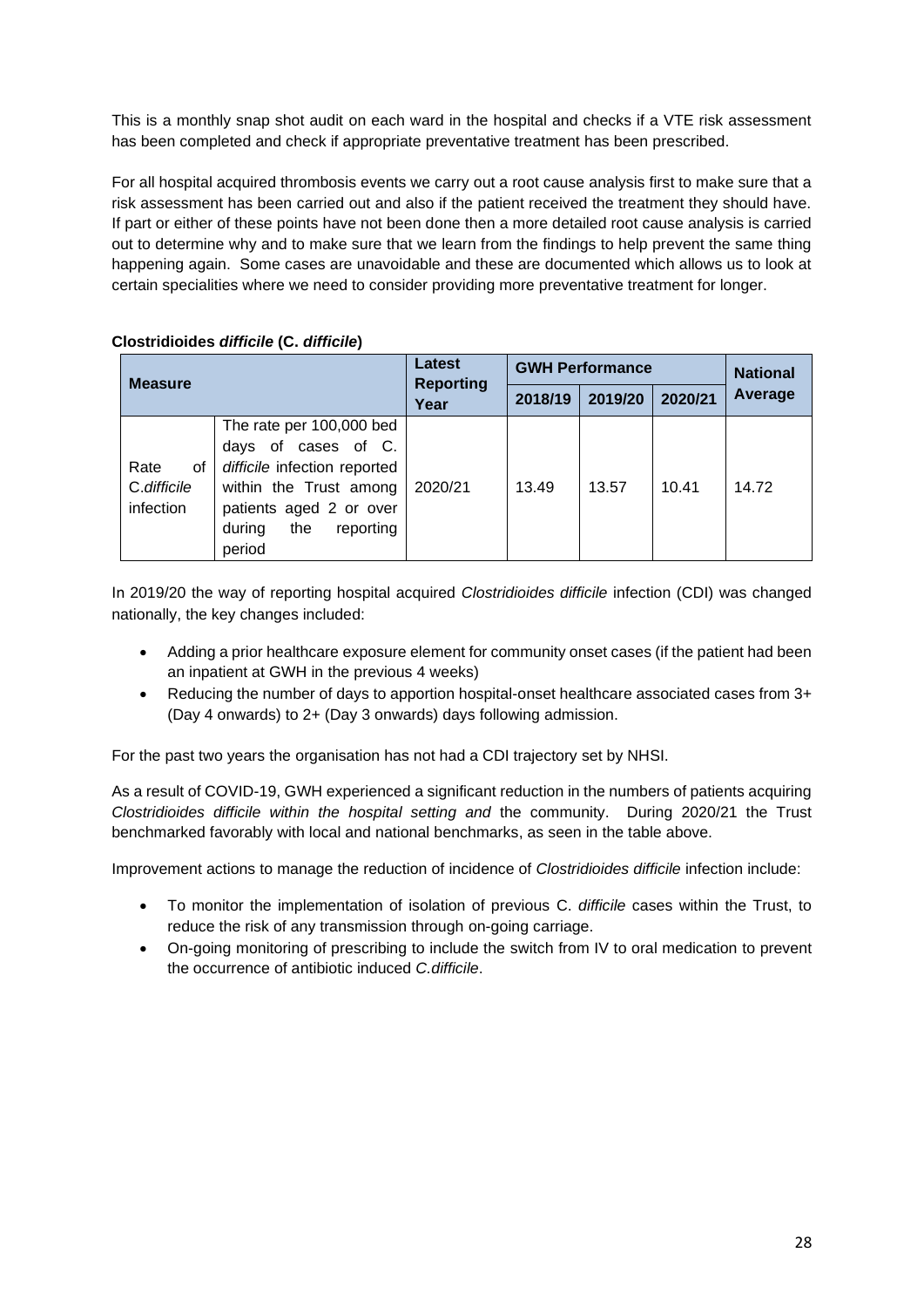This is a monthly snap shot audit on each ward in the hospital and checks if a VTE risk assessment has been completed and check if appropriate preventative treatment has been prescribed.

For all hospital acquired thrombosis events we carry out a root cause analysis first to make sure that a risk assessment has been carried out and also if the patient received the treatment they should have. If part or either of these points have not been done then a more detailed root cause analysis is carried out to determine why and to make sure that we learn from the findings to help prevent the same thing happening again. Some cases are unavoidable and these are documented which allows us to look at certain specialities where we need to consider providing more preventative treatment for longer.

**Clostridioides *difficile* (C. *difficile*)**

| Measure | | Latest Reporting Year | GWH Performance | | | National Average |
|---|---|---|---|---|---|---|
| | | | 2018/19 | 2019/20 | 2020/21 | |
| Rate of C.*difficile* infection | The rate per 100,000 bed days of cases of C. *difficile* infection reported within the Trust among patients aged 2 or over during the reporting period | 2020/21 | 13.49 | 13.57 | 10.41 | 14.72 |

In 2019/20 the way of reporting hospital acquired *Clostridioides difficile* infection (CDI) was changed nationally, the key changes included:

- Adding a prior healthcare exposure element for community onset cases (if the patient had been an inpatient at GWH in the previous 4 weeks)
- Reducing the number of days to apportion hospital-onset healthcare associated cases from 3+ (Day 4 onwards) to 2+ (Day 3 onwards) days following admission.

For the past two years the organisation has not had a CDI trajectory set by NHSI.

As a result of COVID-19, GWH experienced a significant reduction in the numbers of patients acquiring *Clostridioides difficile within the hospital setting and* the community. During 2020/21 the Trust benchmarked favorably with local and national benchmarks, as seen in the table above.

Improvement actions to manage the reduction of incidence of *Clostridioides difficile* infection include:

- To monitor the implementation of isolation of previous C. *difficile* cases within the Trust, to reduce the risk of any transmission through on-going carriage.
- On-going monitoring of prescribing to include the switch from IV to oral medication to prevent the occurrence of antibiotic induced *C.difficile*.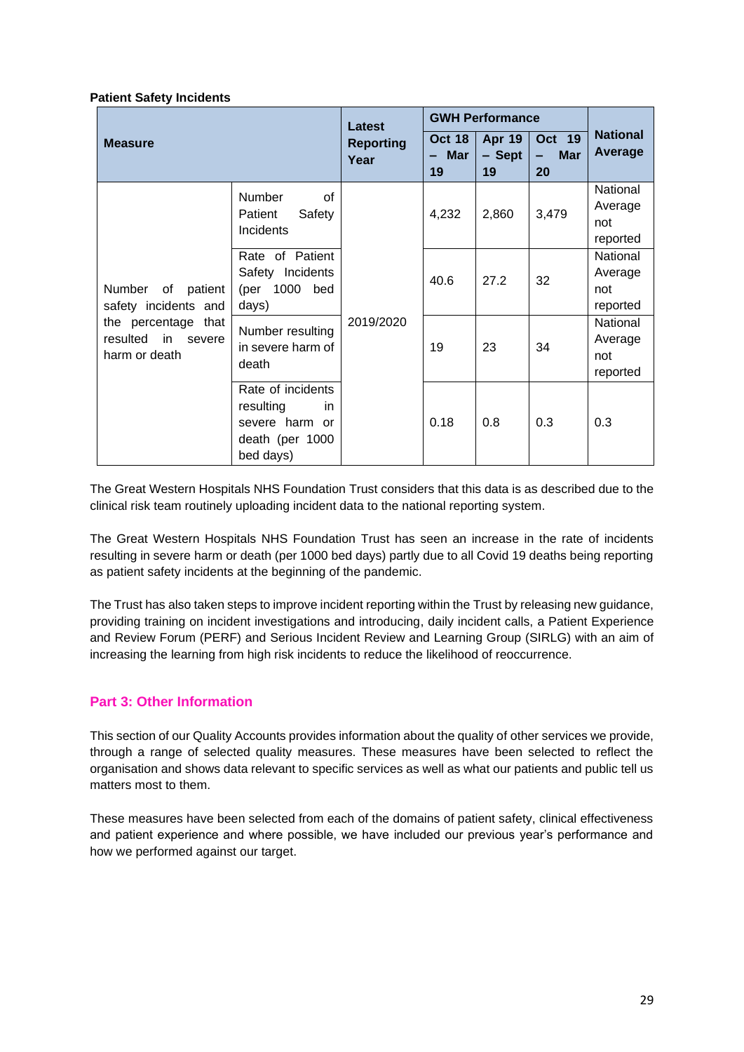**Patient Safety Incidents**

| Measure | | Latest Reporting Year | GWH Performance | | | National Average |
|---|---|---|---|---|---|---|
| | | | Oct 18 – Mar 19 | Apr 19 – Sept 19 | Oct 19 – Mar 20 | |
| Number of patient safety incidents and the percentage that resulted in severe harm or death | Number of Patient Safety Incidents | 2019/2020 | 4,232 | 2,860 | 3,479 | National Average not reported |
| | Rate of Patient Safety Incidents (per 1000 bed days) | | 40.6 | 27.2 | 32 | National Average not reported |
| | Number resulting in severe harm of death | | 19 | 23 | 34 | National Average not reported |
| | Rate of incidents resulting in severe harm or death (per 1000 bed days) | | 0.18 | 0.8 | 0.3 | 0.3 |

The Great Western Hospitals NHS Foundation Trust considers that this data is as described due to the clinical risk team routinely uploading incident data to the national reporting system.

The Great Western Hospitals NHS Foundation Trust has seen an increase in the rate of incidents resulting in severe harm or death (per 1000 bed days) partly due to all Covid 19 deaths being reporting as patient safety incidents at the beginning of the pandemic.

The Trust has also taken steps to improve incident reporting within the Trust by releasing new guidance, providing training on incident investigations and introducing, daily incident calls, a Patient Experience and Review Forum (PERF) and Serious Incident Review and Learning Group (SIRLG) with an aim of increasing the learning from high risk incidents to reduce the likelihood of reoccurrence.

## Part 3: Other Information

This section of our Quality Accounts provides information about the quality of other services we provide, through a range of selected quality measures. These measures have been selected to reflect the organisation and shows data relevant to specific services as well as what our patients and public tell us matters most to them.

These measures have been selected from each of the domains of patient safety, clinical effectiveness and patient experience and where possible, we have included our previous year's performance and how we performed against our target.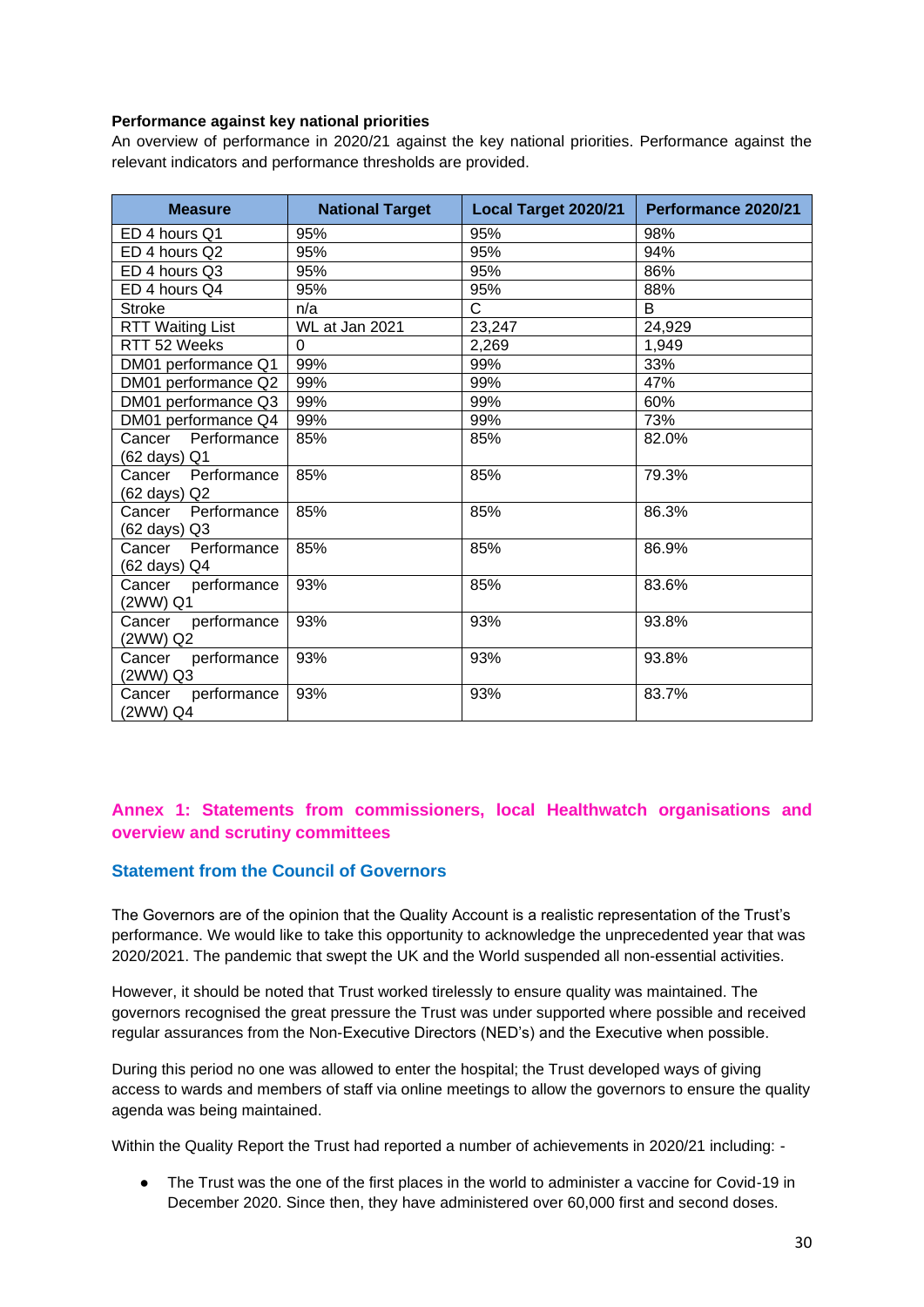**Performance against key national priorities**

An overview of performance in 2020/21 against the key national priorities. Performance against the relevant indicators and performance thresholds are provided.

| Measure | National Target | Local Target 2020/21 | Performance 2020/21 |
|---|---|---|---|
| ED 4 hours Q1 | 95% | 95% | 98% |
| ED 4 hours Q2 | 95% | 95% | 94% |
| ED 4 hours Q3 | 95% | 95% | 86% |
| ED 4 hours Q4 | 95% | 95% | 88% |
| Stroke | n/a | C | B |
| RTT Waiting List | WL at Jan 2021 | 23,247 | 24,929 |
| RTT 52 Weeks | 0 | 2,269 | 1,949 |
| DM01 performance Q1 | 99% | 99% | 33% |
| DM01 performance Q2 | 99% | 99% | 47% |
| DM01 performance Q3 | 99% | 99% | 60% |
| DM01 performance Q4 | 99% | 99% | 73% |
| Cancer Performance (62 days) Q1 | 85% | 85% | 82.0% |
| Cancer Performance (62 days) Q2 | 85% | 85% | 79.3% |
| Cancer Performance (62 days) Q3 | 85% | 85% | 86.3% |
| Cancer Performance (62 days) Q4 | 85% | 85% | 86.9% |
| Cancer performance (2WW) Q1 | 93% | 85% | 83.6% |
| Cancer performance (2WW) Q2 | 93% | 93% | 93.8% |
| Cancer performance (2WW) Q3 | 93% | 93% | 93.8% |
| Cancer performance (2WW) Q4 | 93% | 93% | 83.7% |

## Annex 1: Statements from commissioners, local Healthwatch organisations and overview and scrutiny committees

### Statement from the Council of Governors

The Governors are of the opinion that the Quality Account is a realistic representation of the Trust's performance. We would like to take this opportunity to acknowledge the unprecedented year that was 2020/2021. The pandemic that swept the UK and the World suspended all non-essential activities.

However, it should be noted that Trust worked tirelessly to ensure quality was maintained. The governors recognised the great pressure the Trust was under supported where possible and received regular assurances from the Non-Executive Directors (NED's) and the Executive when possible.

During this period no one was allowed to enter the hospital; the Trust developed ways of giving access to wards and members of staff via online meetings to allow the governors to ensure the quality agenda was being maintained.

Within the Quality Report the Trust had reported a number of achievements in 2020/21 including: -

- The Trust was the one of the first places in the world to administer a vaccine for Covid-19 in December 2020. Since then, they have administered over 60,000 first and second doses.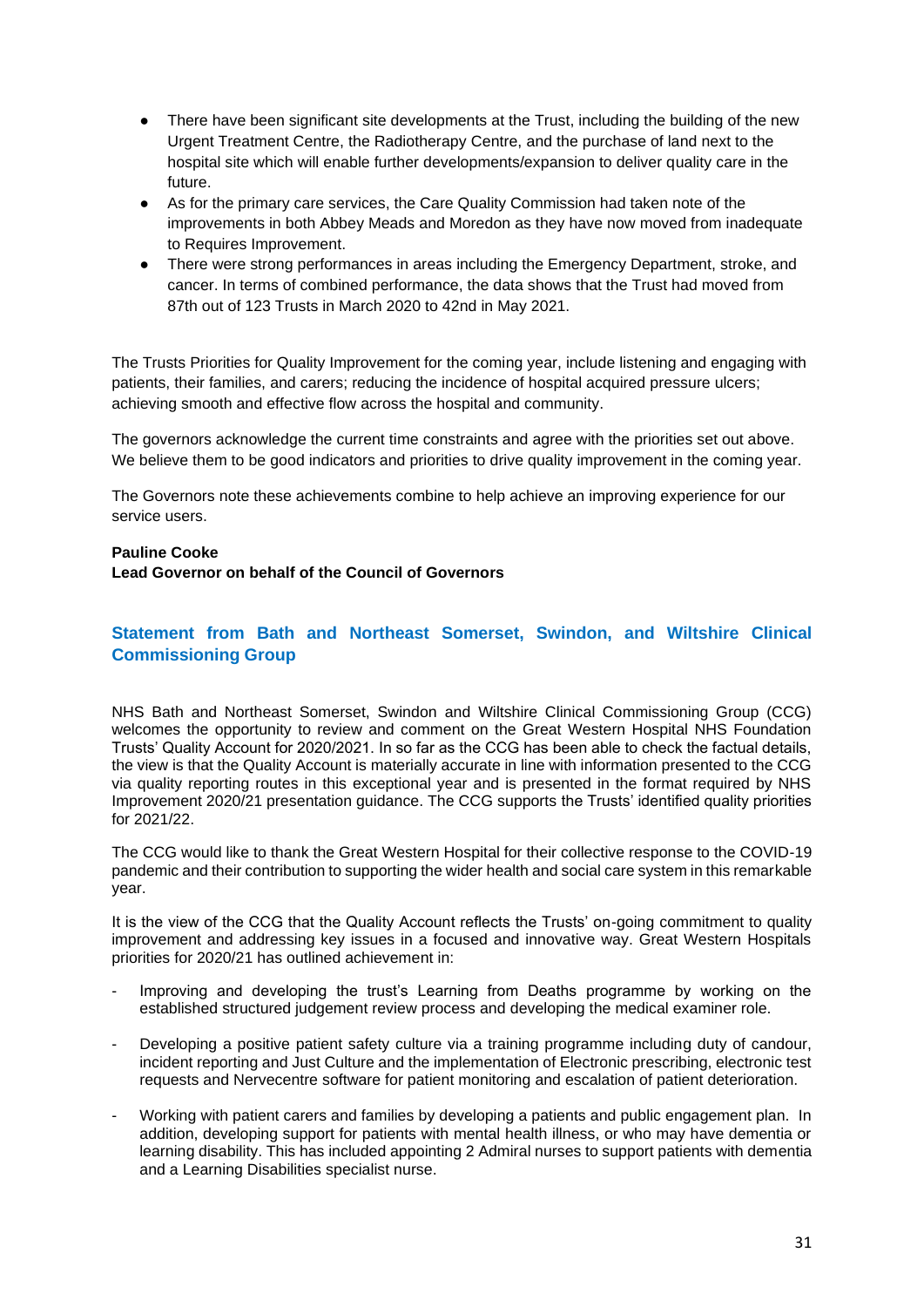- There have been significant site developments at the Trust, including the building of the new Urgent Treatment Centre, the Radiotherapy Centre, and the purchase of land next to the hospital site which will enable further developments/expansion to deliver quality care in the future.
- As for the primary care services, the Care Quality Commission had taken note of the improvements in both Abbey Meads and Moredon as they have now moved from inadequate to Requires Improvement.
- There were strong performances in areas including the Emergency Department, stroke, and cancer. In terms of combined performance, the data shows that the Trust had moved from 87th out of 123 Trusts in March 2020 to 42nd in May 2021.

The Trusts Priorities for Quality Improvement for the coming year, include listening and engaging with patients, their families, and carers; reducing the incidence of hospital acquired pressure ulcers; achieving smooth and effective flow across the hospital and community.

The governors acknowledge the current time constraints and agree with the priorities set out above. We believe them to be good indicators and priorities to drive quality improvement in the coming year.

The Governors note these achievements combine to help achieve an improving experience for our service users.

**Pauline Cooke**
**Lead Governor on behalf of the Council of Governors**

## Statement from Bath and Northeast Somerset, Swindon, and Wiltshire Clinical Commissioning Group

NHS Bath and Northeast Somerset, Swindon and Wiltshire Clinical Commissioning Group (CCG) welcomes the opportunity to review and comment on the Great Western Hospital NHS Foundation Trusts' Quality Account for 2020/2021. In so far as the CCG has been able to check the factual details, the view is that the Quality Account is materially accurate in line with information presented to the CCG via quality reporting routes in this exceptional year and is presented in the format required by NHS Improvement 2020/21 presentation guidance. The CCG supports the Trusts' identified quality priorities for 2021/22.

The CCG would like to thank the Great Western Hospital for their collective response to the COVID-19 pandemic and their contribution to supporting the wider health and social care system in this remarkable year.

It is the view of the CCG that the Quality Account reflects the Trusts' on-going commitment to quality improvement and addressing key issues in a focused and innovative way. Great Western Hospitals priorities for 2020/21 has outlined achievement in:

- Improving and developing the trust's Learning from Deaths programme by working on the established structured judgement review process and developing the medical examiner role.
- Developing a positive patient safety culture via a training programme including duty of candour, incident reporting and Just Culture and the implementation of Electronic prescribing, electronic test requests and Nervecentre software for patient monitoring and escalation of patient deterioration.
- Working with patient carers and families by developing a patients and public engagement plan. In addition, developing support for patients with mental health illness, or who may have dementia or learning disability. This has included appointing 2 Admiral nurses to support patients with dementia and a Learning Disabilities specialist nurse.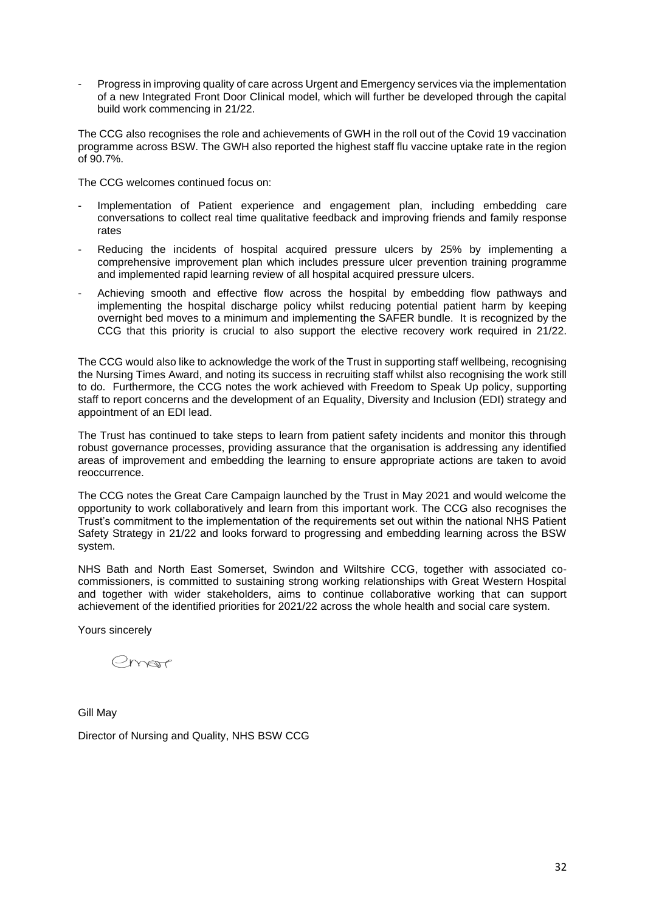- Progress in improving quality of care across Urgent and Emergency services via the implementation of a new Integrated Front Door Clinical model, which will further be developed through the capital build work commencing in 21/22.

The CCG also recognises the role and achievements of GWH in the roll out of the Covid 19 vaccination programme across BSW. The GWH also reported the highest staff flu vaccine uptake rate in the region of 90.7%.

The CCG welcomes continued focus on:

- Implementation of Patient experience and engagement plan, including embedding care conversations to collect real time qualitative feedback and improving friends and family response rates
- Reducing the incidents of hospital acquired pressure ulcers by 25% by implementing a comprehensive improvement plan which includes pressure ulcer prevention training programme and implemented rapid learning review of all hospital acquired pressure ulcers.
- Achieving smooth and effective flow across the hospital by embedding flow pathways and implementing the hospital discharge policy whilst reducing potential patient harm by keeping overnight bed moves to a minimum and implementing the SAFER bundle. It is recognized by the CCG that this priority is crucial to also support the elective recovery work required in 21/22.

The CCG would also like to acknowledge the work of the Trust in supporting staff wellbeing, recognising the Nursing Times Award, and noting its success in recruiting staff whilst also recognising the work still to do. Furthermore, the CCG notes the work achieved with Freedom to Speak Up policy, supporting staff to report concerns and the development of an Equality, Diversity and Inclusion (EDI) strategy and appointment of an EDI lead.

The Trust has continued to take steps to learn from patient safety incidents and monitor this through robust governance processes, providing assurance that the organisation is addressing any identified areas of improvement and embedding the learning to ensure appropriate actions are taken to avoid reoccurrence.

The CCG notes the Great Care Campaign launched by the Trust in May 2021 and would welcome the opportunity to work collaboratively and learn from this important work. The CCG also recognises the Trust's commitment to the implementation of the requirements set out within the national NHS Patient Safety Strategy in 21/22 and looks forward to progressing and embedding learning across the BSW system.

NHS Bath and North East Somerset, Swindon and Wiltshire CCG, together with associated co-commissioners, is committed to sustaining strong working relationships with Great Western Hospital and together with wider stakeholders, aims to continue collaborative working that can support achievement of the identified priorities for 2021/22 across the whole health and social care system.

Yours sincerely

Gill May

Director of Nursing and Quality, NHS BSW CCG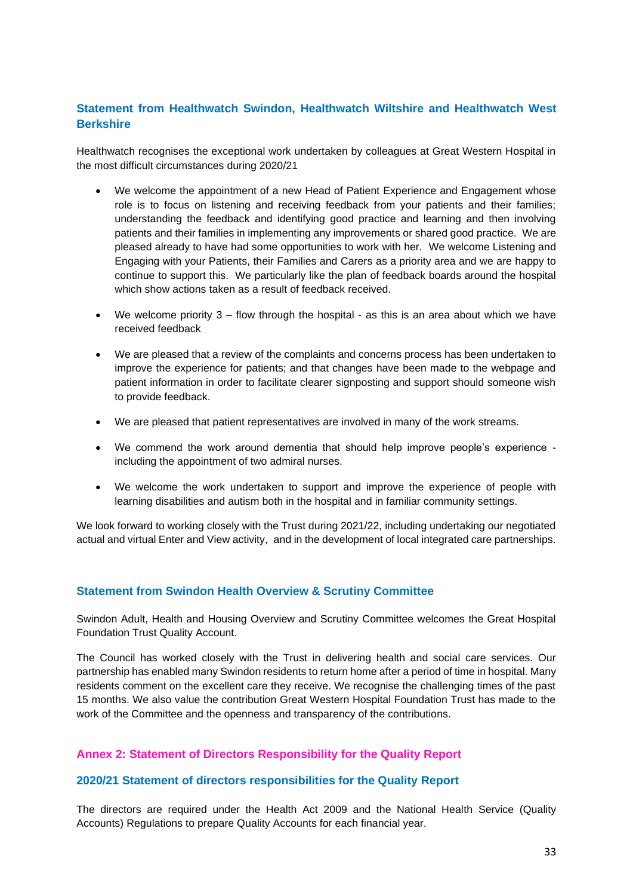### Statement from Healthwatch Swindon, Healthwatch Wiltshire and Healthwatch West Berkshire

Healthwatch recognises the exceptional work undertaken by colleagues at Great Western Hospital in the most difficult circumstances during 2020/21

- We welcome the appointment of a new Head of Patient Experience and Engagement whose role is to focus on listening and receiving feedback from your patients and their families; understanding the feedback and identifying good practice and learning and then involving patients and their families in implementing any improvements or shared good practice. We are pleased already to have had some opportunities to work with her. We welcome Listening and Engaging with your Patients, their Families and Carers as a priority area and we are happy to continue to support this. We particularly like the plan of feedback boards around the hospital which show actions taken as a result of feedback received.

- We welcome priority 3 – flow through the hospital - as this is an area about which we have received feedback

- We are pleased that a review of the complaints and concerns process has been undertaken to improve the experience for patients; and that changes have been made to the webpage and patient information in order to facilitate clearer signposting and support should someone wish to provide feedback.

- We are pleased that patient representatives are involved in many of the work streams.

- We commend the work around dementia that should help improve people's experience - including the appointment of two admiral nurses.

- We welcome the work undertaken to support and improve the experience of people with learning disabilities and autism both in the hospital and in familiar community settings.

We look forward to working closely with the Trust during 2021/22, including undertaking our negotiated actual and virtual Enter and View activity, and in the development of local integrated care partnerships.

### Statement from Swindon Health Overview & Scrutiny Committee

Swindon Adult, Health and Housing Overview and Scrutiny Committee welcomes the Great Hospital Foundation Trust Quality Account.

The Council has worked closely with the Trust in delivering health and social care services. Our partnership has enabled many Swindon residents to return home after a period of time in hospital. Many residents comment on the excellent care they receive. We recognise the challenging times of the past 15 months. We also value the contribution Great Western Hospital Foundation Trust has made to the work of the Committee and the openness and transparency of the contributions.

## Annex 2: Statement of Directors Responsibility for the Quality Report

### 2020/21 Statement of directors responsibilities for the Quality Report

The directors are required under the Health Act 2009 and the National Health Service (Quality Accounts) Regulations to prepare Quality Accounts for each financial year.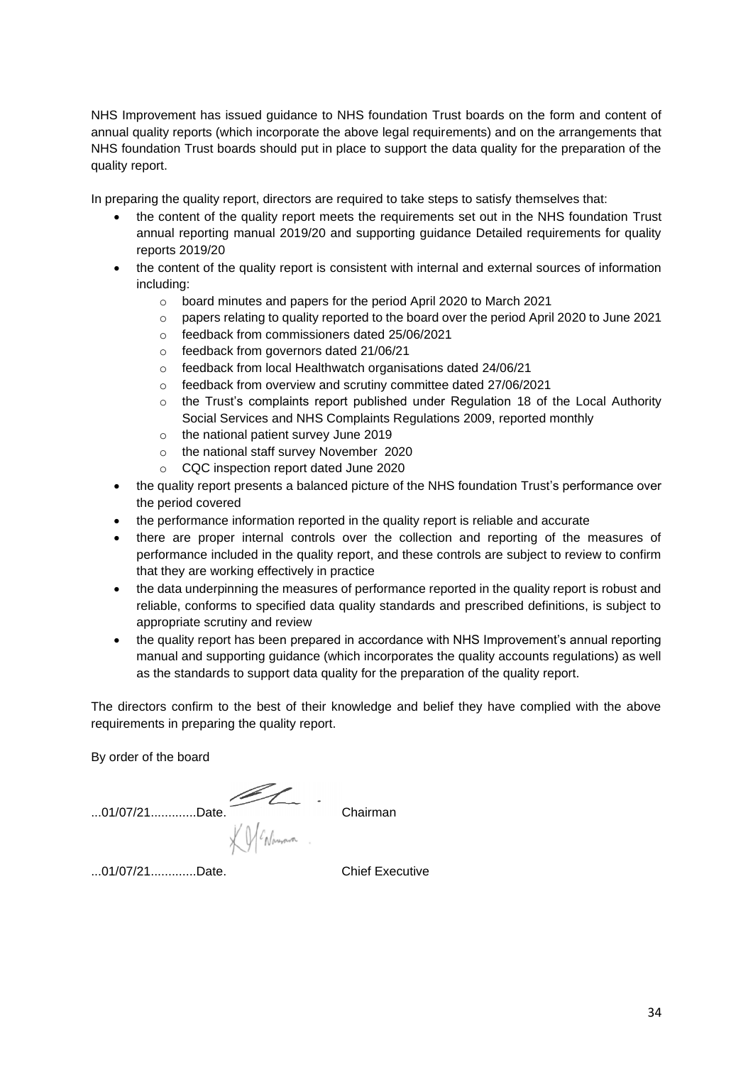NHS Improvement has issued guidance to NHS foundation Trust boards on the form and content of annual quality reports (which incorporate the above legal requirements) and on the arrangements that NHS foundation Trust boards should put in place to support the data quality for the preparation of the quality report.

In preparing the quality report, directors are required to take steps to satisfy themselves that:

- the content of the quality report meets the requirements set out in the NHS foundation Trust annual reporting manual 2019/20 and supporting guidance Detailed requirements for quality reports 2019/20
- the content of the quality report is consistent with internal and external sources of information including:
  - board minutes and papers for the period April 2020 to March 2021
  - papers relating to quality reported to the board over the period April 2020 to June 2021
  - feedback from commissioners dated 25/06/2021
  - feedback from governors dated 21/06/21
  - feedback from local Healthwatch organisations dated 24/06/21
  - feedback from overview and scrutiny committee dated 27/06/2021
  - the Trust's complaints report published under Regulation 18 of the Local Authority Social Services and NHS Complaints Regulations 2009, reported monthly
  - the national patient survey June 2019
  - the national staff survey November 2020
  - CQC inspection report dated June 2020
- the quality report presents a balanced picture of the NHS foundation Trust's performance over the period covered
- the performance information reported in the quality report is reliable and accurate
- there are proper internal controls over the collection and reporting of the measures of performance included in the quality report, and these controls are subject to review to confirm that they are working effectively in practice
- the data underpinning the measures of performance reported in the quality report is robust and reliable, conforms to specified data quality standards and prescribed definitions, is subject to appropriate scrutiny and review
- the quality report has been prepared in accordance with NHS Improvement's annual reporting manual and supporting guidance (which incorporates the quality accounts regulations) as well as the standards to support data quality for the preparation of the quality report.

The directors confirm to the best of their knowledge and belief they have complied with the above requirements in preparing the quality report.

By order of the board

...01/07/21.............Date. Chairman

...01/07/21.............Date. Chief Executive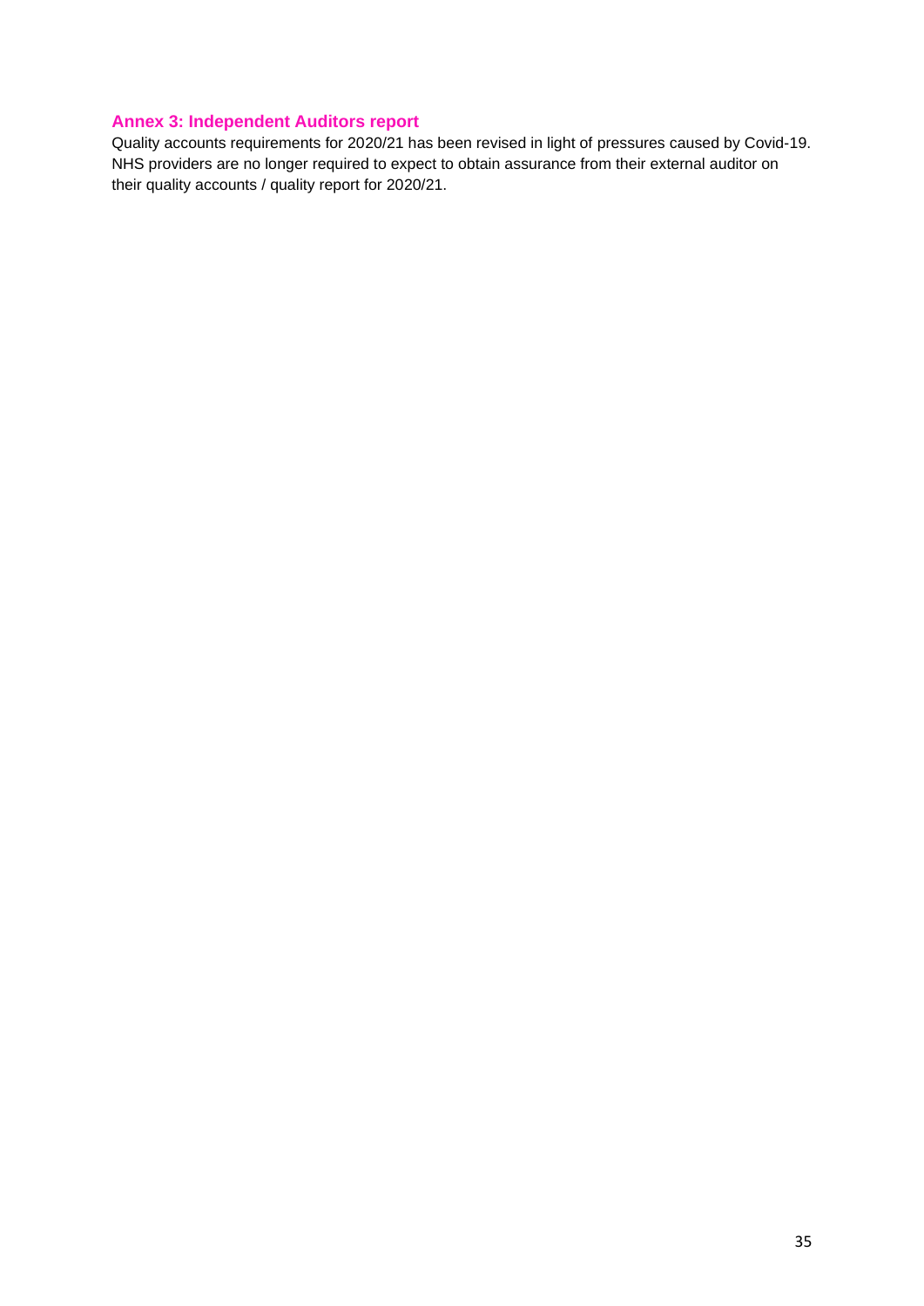## Annex 3: Independent Auditors report

Quality accounts requirements for 2020/21 has been revised in light of pressures caused by Covid-19. NHS providers are no longer required to expect to obtain assurance from their external auditor on their quality accounts / quality report for 2020/21.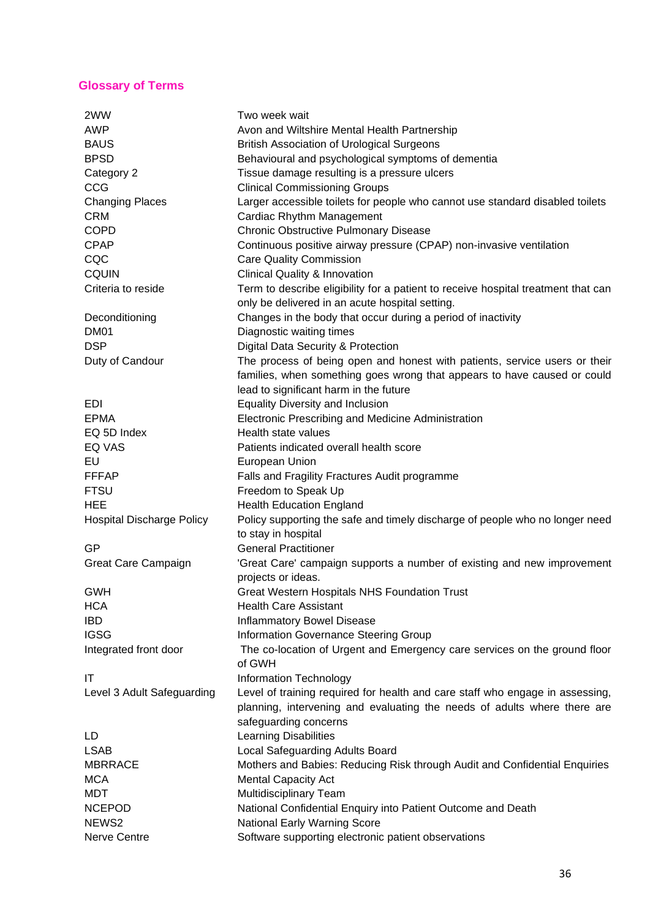## Glossary of Terms

| | |
|---|---|
| 2WW | Two week wait |
| AWP | Avon and Wiltshire Mental Health Partnership |
| BAUS | British Association of Urological Surgeons |
| BPSD | Behavioural and psychological symptoms of dementia |
| Category 2 | Tissue damage resulting is a pressure ulcers |
| CCG | Clinical Commissioning Groups |
| Changing Places | Larger accessible toilets for people who cannot use standard disabled toilets |
| CRM | Cardiac Rhythm Management |
| COPD | Chronic Obstructive Pulmonary Disease |
| CPAP | Continuous positive airway pressure (CPAP) non-invasive ventilation |
| CQC | Care Quality Commission |
| CQUIN | Clinical Quality & Innovation |
| Criteria to reside | Term to describe eligibility for a patient to receive hospital treatment that can only be delivered in an acute hospital setting. |
| Deconditioning | Changes in the body that occur during a period of inactivity |
| DM01 | Diagnostic waiting times |
| DSP | Digital Data Security & Protection |
| Duty of Candour | The process of being open and honest with patients, service users or their families, when something goes wrong that appears to have caused or could lead to significant harm in the future |
| EDI | Equality Diversity and Inclusion |
| EPMA | Electronic Prescribing and Medicine Administration |
| EQ 5D Index | Health state values |
| EQ VAS | Patients indicated overall health score |
| EU | European Union |
| FFFAP | Falls and Fragility Fractures Audit programme |
| FTSU | Freedom to Speak Up |
| HEE | Health Education England |
| Hospital Discharge Policy | Policy supporting the safe and timely discharge of people who no longer need to stay in hospital |
| GP | General Practitioner |
| Great Care Campaign | 'Great Care' campaign supports a number of existing and new improvement projects or ideas. |
| GWH | Great Western Hospitals NHS Foundation Trust |
| HCA | Health Care Assistant |
| IBD | Inflammatory Bowel Disease |
| IGSG | Information Governance Steering Group |
| Integrated front door | The co-location of Urgent and Emergency care services on the ground floor of GWH |
| IT | Information Technology |
| Level 3 Adult Safeguarding | Level of training required for health and care staff who engage in assessing, planning, intervening and evaluating the needs of adults where there are safeguarding concerns |
| LD | Learning Disabilities |
| LSAB | Local Safeguarding Adults Board |
| MBRRACE | Mothers and Babies: Reducing Risk through Audit and Confidential Enquiries |
| MCA | Mental Capacity Act |
| MDT | Multidisciplinary Team |
| NCEPOD | National Confidential Enquiry into Patient Outcome and Death |
| NEWS2 | National Early Warning Score |
| Nerve Centre | Software supporting electronic patient observations |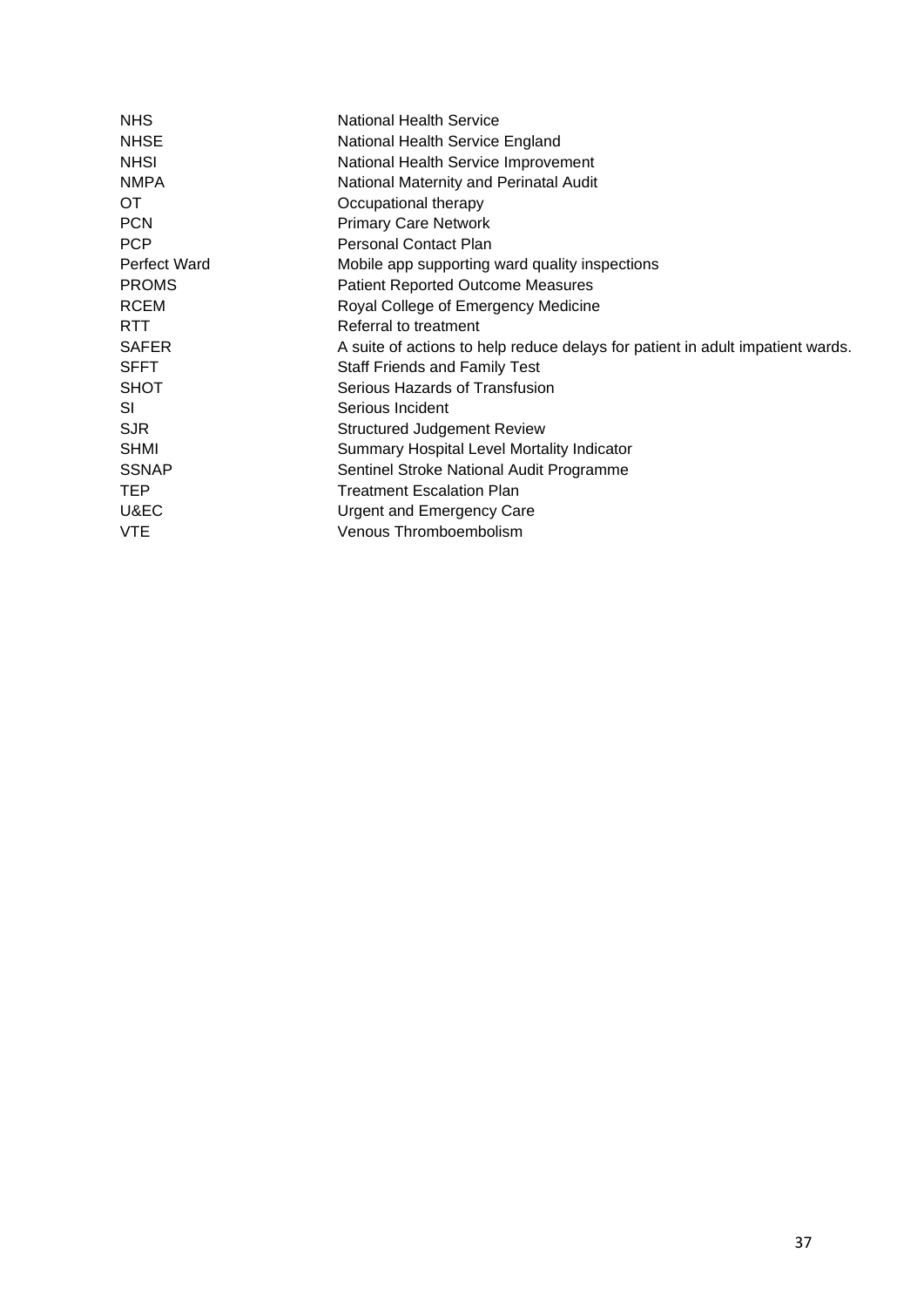| | |
|---|---|
| NHS | National Health Service |
| NHSE | National Health Service England |
| NHSI | National Health Service Improvement |
| NMPA | National Maternity and Perinatal Audit |
| OT | Occupational therapy |
| PCN | Primary Care Network |
| PCP | Personal Contact Plan |
| Perfect Ward | Mobile app supporting ward quality inspections |
| PROMS | Patient Reported Outcome Measures |
| RCEM | Royal College of Emergency Medicine |
| RTT | Referral to treatment |
| SAFER | A suite of actions to help reduce delays for patient in adult impatient wards. |
| SFFT | Staff Friends and Family Test |
| SHOT | Serious Hazards of Transfusion |
| SI | Serious Incident |
| SJR | Structured Judgement Review |
| SHMI | Summary Hospital Level Mortality Indicator |
| SSNAP | Sentinel Stroke National Audit Programme |
| TEP | Treatment Escalation Plan |
| U&EC | Urgent and Emergency Care |
| VTE | Venous Thromboembolism |